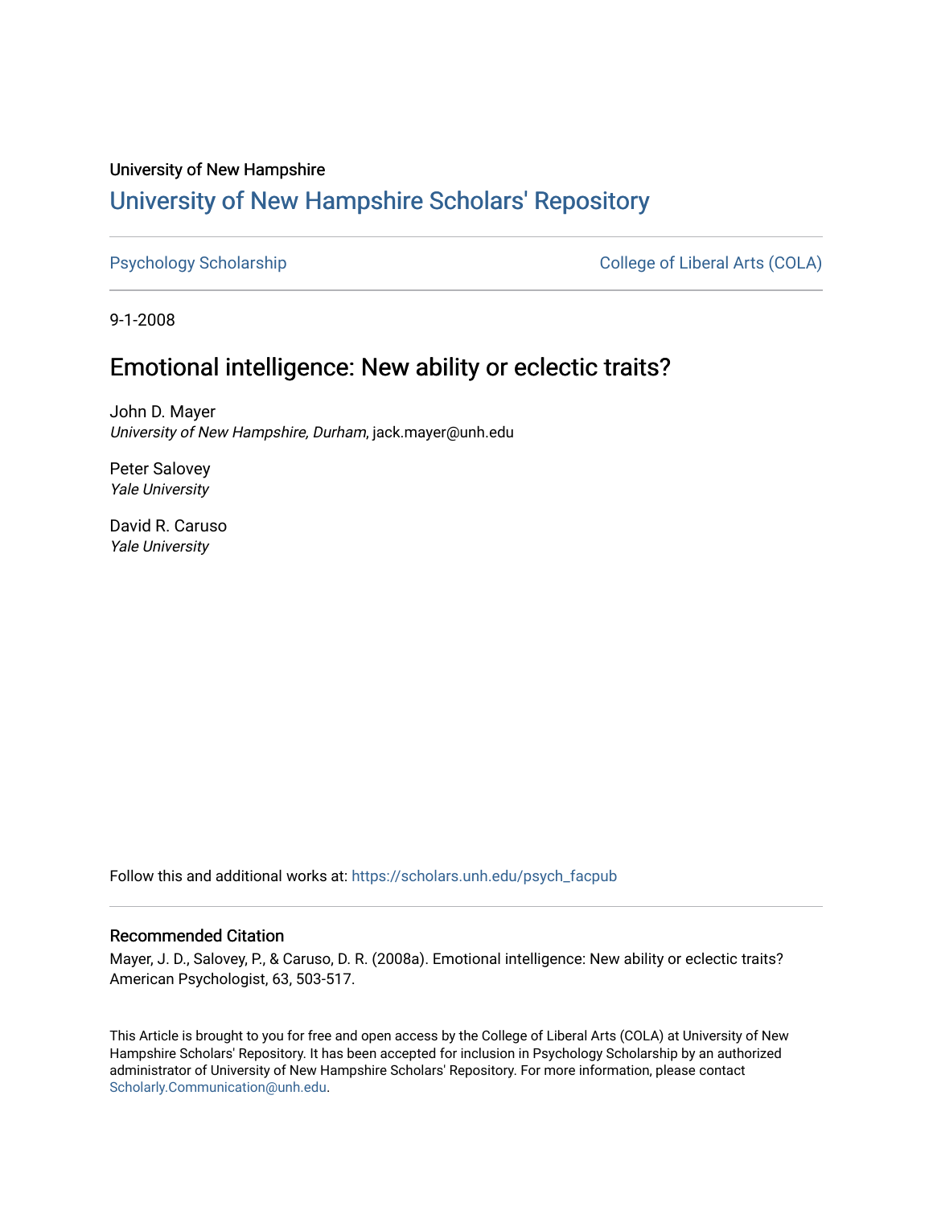University of New Hampshire

# University of New Hampshire Scholars' Repository

Psychology Scholarship | College of Liberal Arts (COLA)

9-1-2008

## Emotional intelligence: New ability or eclectic traits?

John D. Mayer
*University of New Hampshire, Durham*, jack.mayer@unh.edu

Peter Salovey
*Yale University*

David R. Caruso
*Yale University*

Follow this and additional works at: https://scholars.unh.edu/psych_facpub

### Recommended Citation

Mayer, J. D., Salovey, P., & Caruso, D. R. (2008a). Emotional intelligence: New ability or eclectic traits? American Psychologist, 63, 503-517.

This Article is brought to you for free and open access by the College of Liberal Arts (COLA) at University of New Hampshire Scholars' Repository. It has been accepted for inclusion in Psychology Scholarship by an authorized administrator of University of New Hampshire Scholars' Repository. For more information, please contact Scholarly.Communication@unh.edu.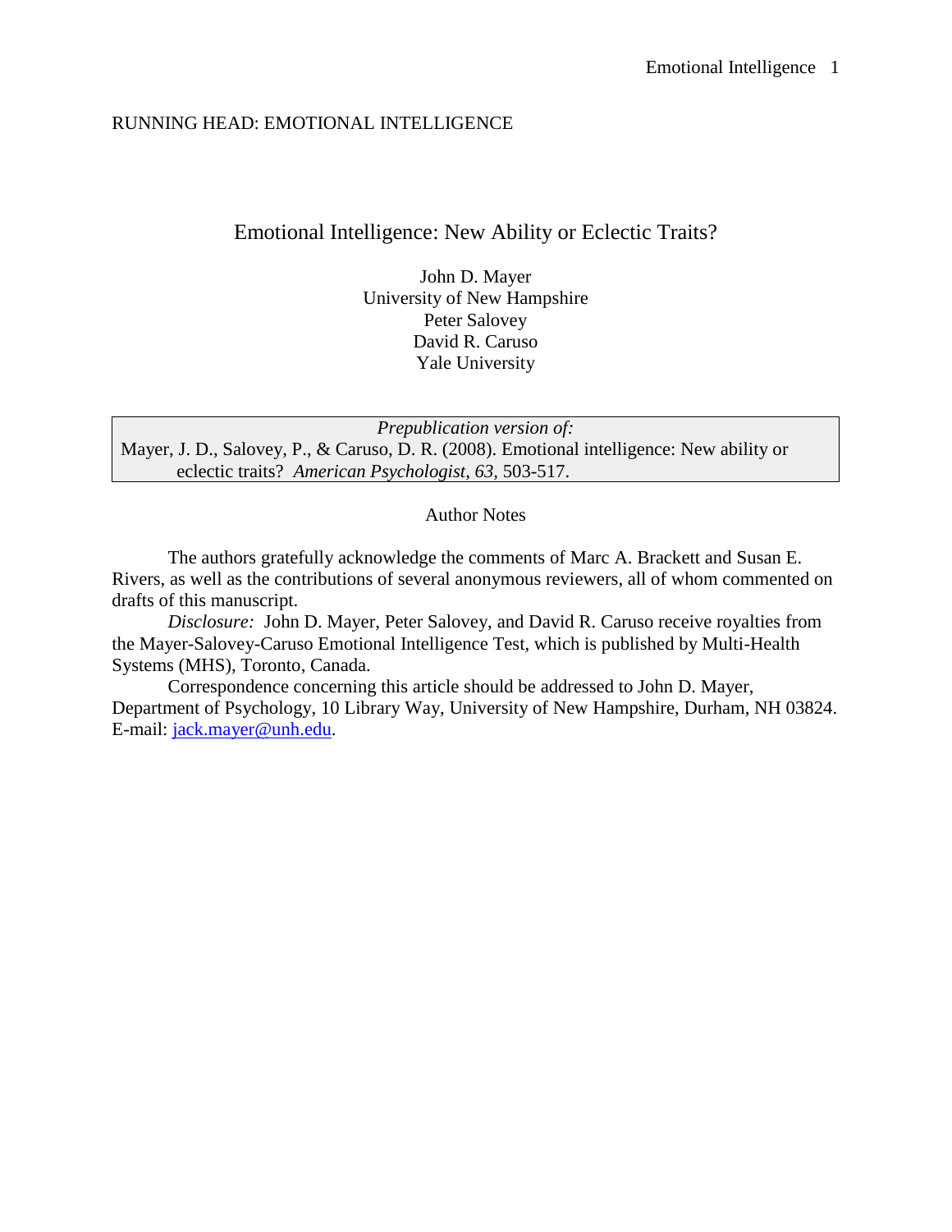RUNNING HEAD: EMOTIONAL INTELLIGENCE

# Emotional Intelligence: New Ability or Eclectic Traits?

John D. Mayer
University of New Hampshire
Peter Salovey
David R. Caruso
Yale University

*Prepublication version of:*
Mayer, J. D., Salovey, P., & Caruso, D. R. (2008). Emotional intelligence: New ability or eclectic traits? *American Psychologist, 63,* 503-517.

## Author Notes

The authors gratefully acknowledge the comments of Marc A. Brackett and Susan E. Rivers, as well as the contributions of several anonymous reviewers, all of whom commented on drafts of this manuscript.

*Disclosure:* John D. Mayer, Peter Salovey, and David R. Caruso receive royalties from the Mayer-Salovey-Caruso Emotional Intelligence Test, which is published by Multi-Health Systems (MHS), Toronto, Canada.

Correspondence concerning this article should be addressed to John D. Mayer, Department of Psychology, 10 Library Way, University of New Hampshire, Durham, NH 03824. E-mail: jack.mayer@unh.edu.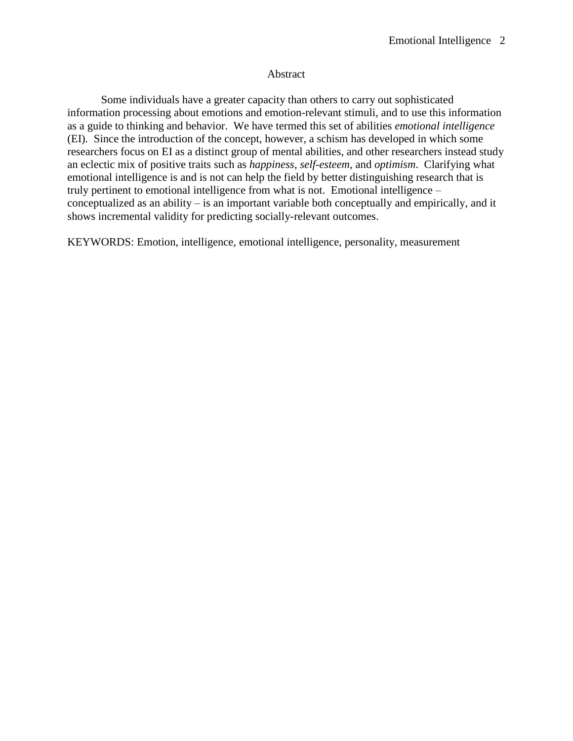## Abstract

Some individuals have a greater capacity than others to carry out sophisticated information processing about emotions and emotion-relevant stimuli, and to use this information as a guide to thinking and behavior. We have termed this set of abilities *emotional intelligence* (EI). Since the introduction of the concept, however, a schism has developed in which some researchers focus on EI as a distinct group of mental abilities, and other researchers instead study an eclectic mix of positive traits such as *happiness*, *self-esteem*, and *optimism*. Clarifying what emotional intelligence is and is not can help the field by better distinguishing research that is truly pertinent to emotional intelligence from what is not. Emotional intelligence – conceptualized as an ability – is an important variable both conceptually and empirically, and it shows incremental validity for predicting socially-relevant outcomes.

KEYWORDS: Emotion, intelligence, emotional intelligence, personality, measurement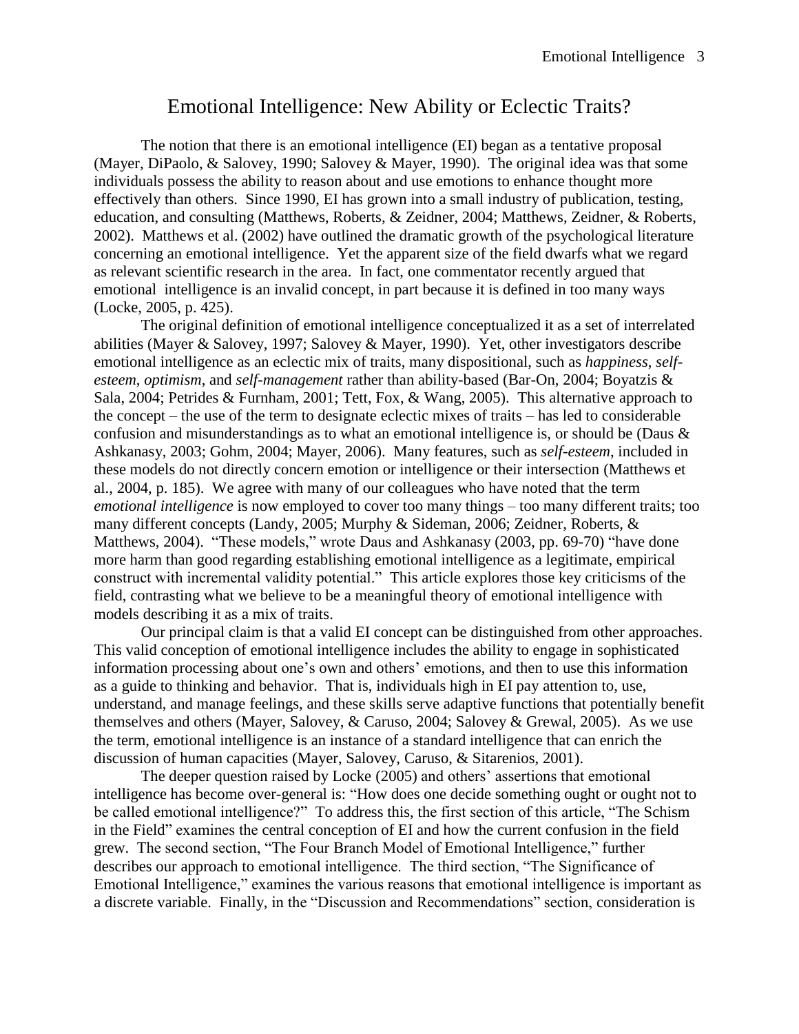# Emotional Intelligence: New Ability or Eclectic Traits?

The notion that there is an emotional intelligence (EI) began as a tentative proposal (Mayer, DiPaolo, & Salovey, 1990; Salovey & Mayer, 1990). The original idea was that some individuals possess the ability to reason about and use emotions to enhance thought more effectively than others. Since 1990, EI has grown into a small industry of publication, testing, education, and consulting (Matthews, Roberts, & Zeidner, 2004; Matthews, Zeidner, & Roberts, 2002). Matthews et al. (2002) have outlined the dramatic growth of the psychological literature concerning an emotional intelligence. Yet the apparent size of the field dwarfs what we regard as relevant scientific research in the area. In fact, one commentator recently argued that emotional intelligence is an invalid concept, in part because it is defined in too many ways (Locke, 2005, p. 425).

The original definition of emotional intelligence conceptualized it as a set of interrelated abilities (Mayer & Salovey, 1997; Salovey & Mayer, 1990). Yet, other investigators describe emotional intelligence as an eclectic mix of traits, many dispositional, such as *happiness*, *self-esteem*, *optimism*, and *self-management* rather than ability-based (Bar-On, 2004; Boyatzis & Sala, 2004; Petrides & Furnham, 2001; Tett, Fox, & Wang, 2005). This alternative approach to the concept – the use of the term to designate eclectic mixes of traits – has led to considerable confusion and misunderstandings as to what an emotional intelligence is, or should be (Daus & Ashkanasy, 2003; Gohm, 2004; Mayer, 2006). Many features, such as *self-esteem*, included in these models do not directly concern emotion or intelligence or their intersection (Matthews et al., 2004, p. 185). We agree with many of our colleagues who have noted that the term *emotional intelligence* is now employed to cover too many things – too many different traits; too many different concepts (Landy, 2005; Murphy & Sideman, 2006; Zeidner, Roberts, & Matthews, 2004). "These models," wrote Daus and Ashkanasy (2003, pp. 69-70) "have done more harm than good regarding establishing emotional intelligence as a legitimate, empirical construct with incremental validity potential." This article explores those key criticisms of the field, contrasting what we believe to be a meaningful theory of emotional intelligence with models describing it as a mix of traits.

Our principal claim is that a valid EI concept can be distinguished from other approaches. This valid conception of emotional intelligence includes the ability to engage in sophisticated information processing about one's own and others' emotions, and then to use this information as a guide to thinking and behavior. That is, individuals high in EI pay attention to, use, understand, and manage feelings, and these skills serve adaptive functions that potentially benefit themselves and others (Mayer, Salovey, & Caruso, 2004; Salovey & Grewal, 2005). As we use the term, emotional intelligence is an instance of a standard intelligence that can enrich the discussion of human capacities (Mayer, Salovey, Caruso, & Sitarenios, 2001).

The deeper question raised by Locke (2005) and others' assertions that emotional intelligence has become over-general is: "How does one decide something ought or ought not to be called emotional intelligence?" To address this, the first section of this article, "The Schism in the Field" examines the central conception of EI and how the current confusion in the field grew. The second section, "The Four Branch Model of Emotional Intelligence," further describes our approach to emotional intelligence. The third section, "The Significance of Emotional Intelligence," examines the various reasons that emotional intelligence is important as a discrete variable. Finally, in the "Discussion and Recommendations" section, consideration is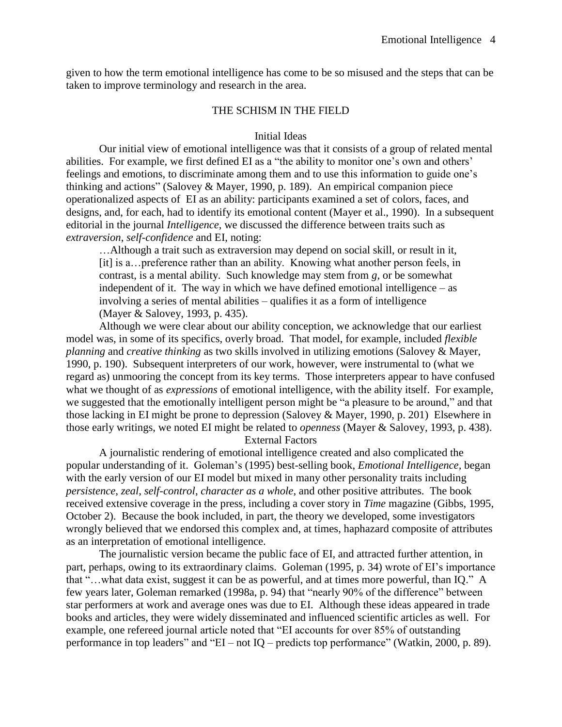given to how the term emotional intelligence has come to be so misused and the steps that can be taken to improve terminology and research in the area.

## THE SCHISM IN THE FIELD

### Initial Ideas

Our initial view of emotional intelligence was that it consists of a group of related mental abilities. For example, we first defined EI as a "the ability to monitor one's own and others' feelings and emotions, to discriminate among them and to use this information to guide one's thinking and actions" (Salovey & Mayer, 1990, p. 189). An empirical companion piece operationalized aspects of EI as an ability: participants examined a set of colors, faces, and designs, and, for each, had to identify its emotional content (Mayer et al., 1990). In a subsequent editorial in the journal *Intelligence*, we discussed the difference between traits such as *extraversion*, *self-confidence* and EI, noting:

> …Although a trait such as extraversion may depend on social skill, or result in it, [it] is a…preference rather than an ability. Knowing what another person feels, in contrast, is a mental ability. Such knowledge may stem from *g*, or be somewhat independent of it. The way in which we have defined emotional intelligence – as involving a series of mental abilities – qualifies it as a form of intelligence (Mayer & Salovey, 1993, p. 435).

Although we were clear about our ability conception, we acknowledge that our earliest model was, in some of its specifics, overly broad. That model, for example, included *flexible planning* and *creative thinking* as two skills involved in utilizing emotions (Salovey & Mayer, 1990, p. 190). Subsequent interpreters of our work, however, were instrumental to (what we regard as) unmooring the concept from its key terms. Those interpreters appear to have confused what we thought of as *expressions* of emotional intelligence, with the ability itself. For example, we suggested that the emotionally intelligent person might be "a pleasure to be around," and that those lacking in EI might be prone to depression (Salovey & Mayer, 1990, p. 201) Elsewhere in those early writings, we noted EI might be related to *openness* (Mayer & Salovey, 1993, p. 438).

### External Factors

A journalistic rendering of emotional intelligence created and also complicated the popular understanding of it. Goleman's (1995) best-selling book, *Emotional Intelligence*, began with the early version of our EI model but mixed in many other personality traits including *persistence*, *zeal*, *self-control*, *character as a whole*, and other positive attributes. The book received extensive coverage in the press, including a cover story in *Time* magazine (Gibbs, 1995, October 2). Because the book included, in part, the theory we developed, some investigators wrongly believed that we endorsed this complex and, at times, haphazard composite of attributes as an interpretation of emotional intelligence.

The journalistic version became the public face of EI, and attracted further attention, in part, perhaps, owing to its extraordinary claims. Goleman (1995, p. 34) wrote of EI's importance that "…what data exist, suggest it can be as powerful, and at times more powerful, than IQ." A few years later, Goleman remarked (1998a, p. 94) that "nearly 90% of the difference" between star performers at work and average ones was due to EI. Although these ideas appeared in trade books and articles, they were widely disseminated and influenced scientific articles as well. For example, one refereed journal article noted that "EI accounts for over 85% of outstanding performance in top leaders" and "EI – not IQ – predicts top performance" (Watkin, 2000, p. 89).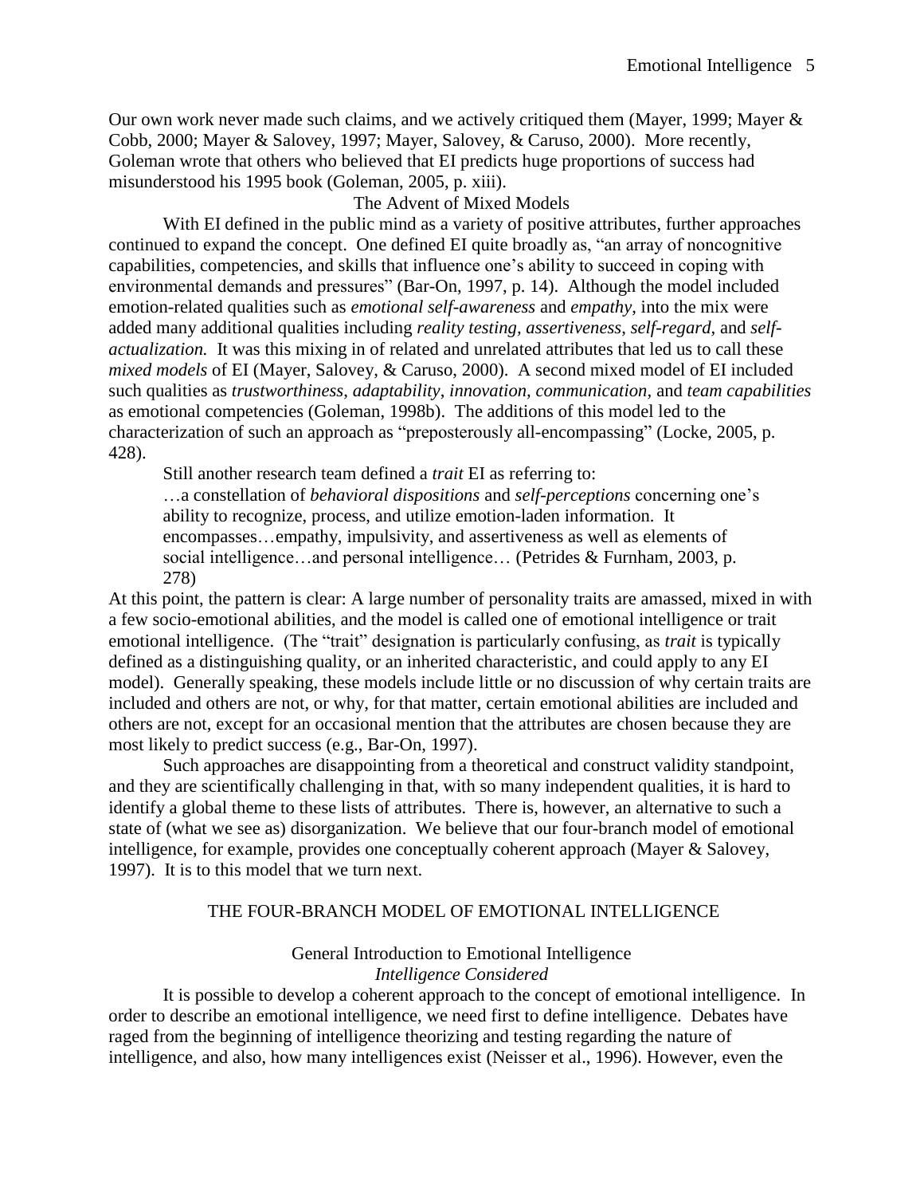Our own work never made such claims, and we actively critiqued them (Mayer, 1999; Mayer & Cobb, 2000; Mayer & Salovey, 1997; Mayer, Salovey, & Caruso, 2000). More recently, Goleman wrote that others who believed that EI predicts huge proportions of success had misunderstood his 1995 book (Goleman, 2005, p. xiii).

### The Advent of Mixed Models

With EI defined in the public mind as a variety of positive attributes, further approaches continued to expand the concept. One defined EI quite broadly as, "an array of noncognitive capabilities, competencies, and skills that influence one's ability to succeed in coping with environmental demands and pressures" (Bar-On, 1997, p. 14). Although the model included emotion-related qualities such as *emotional self-awareness* and *empathy*, into the mix were added many additional qualities including *reality testing, assertiveness, self-regard,* and *self-actualization.* It was this mixing in of related and unrelated attributes that led us to call these *mixed models* of EI (Mayer, Salovey, & Caruso, 2000). A second mixed model of EI included such qualities as *trustworthiness, adaptability, innovation, communication,* and *team capabilities* as emotional competencies (Goleman, 1998b). The additions of this model led to the characterization of such an approach as "preposterously all-encompassing" (Locke, 2005, p. 428).

Still another research team defined a *trait* EI as referring to:

> …a constellation of *behavioral dispositions* and *self-perceptions* concerning one's ability to recognize, process, and utilize emotion-laden information. It encompasses…empathy, impulsivity, and assertiveness as well as elements of social intelligence…and personal intelligence… (Petrides & Furnham, 2003, p. 278)

At this point, the pattern is clear: A large number of personality traits are amassed, mixed in with a few socio-emotional abilities, and the model is called one of emotional intelligence or trait emotional intelligence. (The "trait" designation is particularly confusing, as *trait* is typically defined as a distinguishing quality, or an inherited characteristic, and could apply to any EI model). Generally speaking, these models include little or no discussion of why certain traits are included and others are not, or why, for that matter, certain emotional abilities are included and others are not, except for an occasional mention that the attributes are chosen because they are most likely to predict success (e.g., Bar-On, 1997).

Such approaches are disappointing from a theoretical and construct validity standpoint, and they are scientifically challenging in that, with so many independent qualities, it is hard to identify a global theme to these lists of attributes. There is, however, an alternative to such a state of (what we see as) disorganization. We believe that our four-branch model of emotional intelligence, for example, provides one conceptually coherent approach (Mayer & Salovey, 1997). It is to this model that we turn next.

## THE FOUR-BRANCH MODEL OF EMOTIONAL INTELLIGENCE

### General Introduction to Emotional Intelligence

#### *Intelligence Considered*

It is possible to develop a coherent approach to the concept of emotional intelligence. In order to describe an emotional intelligence, we need first to define intelligence. Debates have raged from the beginning of intelligence theorizing and testing regarding the nature of intelligence, and also, how many intelligences exist (Neisser et al., 1996). However, even the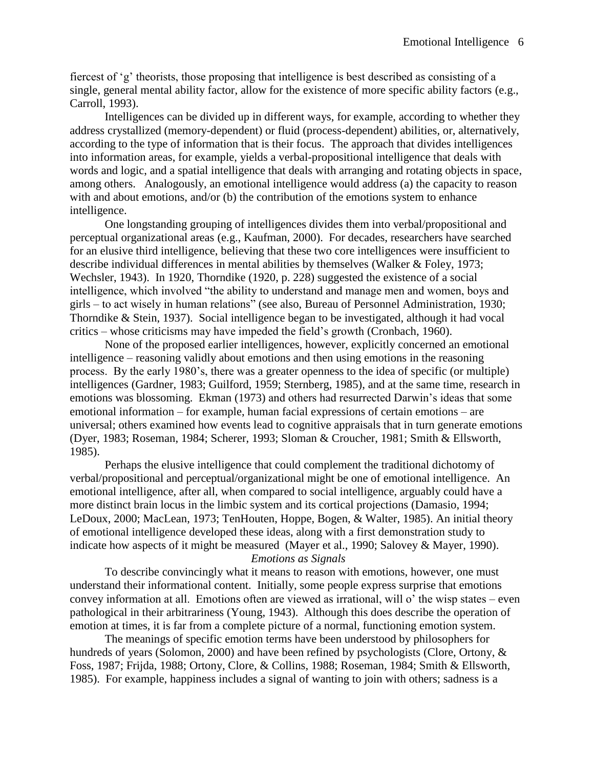fiercest of 'g' theorists, those proposing that intelligence is best described as consisting of a single, general mental ability factor, allow for the existence of more specific ability factors (e.g., Carroll, 1993).

Intelligences can be divided up in different ways, for example, according to whether they address crystallized (memory-dependent) or fluid (process-dependent) abilities, or, alternatively, according to the type of information that is their focus. The approach that divides intelligences into information areas, for example, yields a verbal-propositional intelligence that deals with words and logic, and a spatial intelligence that deals with arranging and rotating objects in space, among others. Analogously, an emotional intelligence would address (a) the capacity to reason with and about emotions, and/or (b) the contribution of the emotions system to enhance intelligence.

One longstanding grouping of intelligences divides them into verbal/propositional and perceptual organizational areas (e.g., Kaufman, 2000). For decades, researchers have searched for an elusive third intelligence, believing that these two core intelligences were insufficient to describe individual differences in mental abilities by themselves (Walker & Foley, 1973; Wechsler, 1943). In 1920, Thorndike (1920, p. 228) suggested the existence of a social intelligence, which involved "the ability to understand and manage men and women, boys and girls – to act wisely in human relations" (see also, Bureau of Personnel Administration, 1930; Thorndike & Stein, 1937). Social intelligence began to be investigated, although it had vocal critics – whose criticisms may have impeded the field's growth (Cronbach, 1960).

None of the proposed earlier intelligences, however, explicitly concerned an emotional intelligence – reasoning validly about emotions and then using emotions in the reasoning process. By the early 1980's, there was a greater openness to the idea of specific (or multiple) intelligences (Gardner, 1983; Guilford, 1959; Sternberg, 1985), and at the same time, research in emotions was blossoming. Ekman (1973) and others had resurrected Darwin's ideas that some emotional information – for example, human facial expressions of certain emotions – are universal; others examined how events lead to cognitive appraisals that in turn generate emotions (Dyer, 1983; Roseman, 1984; Scherer, 1993; Sloman & Croucher, 1981; Smith & Ellsworth, 1985).

Perhaps the elusive intelligence that could complement the traditional dichotomy of verbal/propositional and perceptual/organizational might be one of emotional intelligence. An emotional intelligence, after all, when compared to social intelligence, arguably could have a more distinct brain locus in the limbic system and its cortical projections (Damasio, 1994; LeDoux, 2000; MacLean, 1973; TenHouten, Hoppe, Bogen, & Walter, 1985). An initial theory of emotional intelligence developed these ideas, along with a first demonstration study to indicate how aspects of it might be measured (Mayer et al., 1990; Salovey & Mayer, 1990).

*Emotions as Signals*

To describe convincingly what it means to reason with emotions, however, one must understand their informational content. Initially, some people express surprise that emotions convey information at all. Emotions often are viewed as irrational, will o' the wisp states – even pathological in their arbitrariness (Young, 1943). Although this does describe the operation of emotion at times, it is far from a complete picture of a normal, functioning emotion system.

The meanings of specific emotion terms have been understood by philosophers for hundreds of years (Solomon, 2000) and have been refined by psychologists (Clore, Ortony, & Foss, 1987; Frijda, 1988; Ortony, Clore, & Collins, 1988; Roseman, 1984; Smith & Ellsworth, 1985). For example, happiness includes a signal of wanting to join with others; sadness is a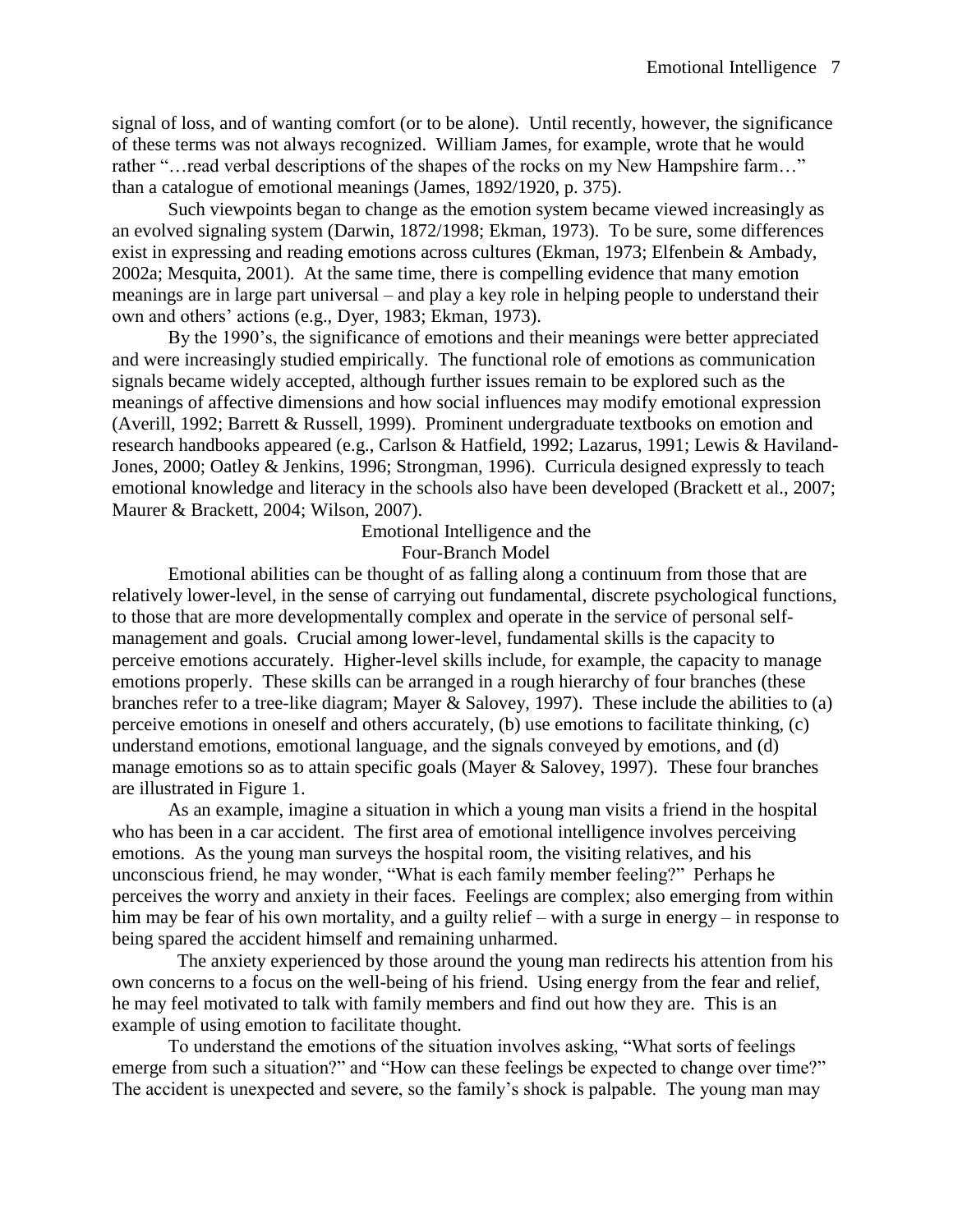signal of loss, and of wanting comfort (or to be alone). Until recently, however, the significance of these terms was not always recognized. William James, for example, wrote that he would rather "…read verbal descriptions of the shapes of the rocks on my New Hampshire farm…" than a catalogue of emotional meanings (James, 1892/1920, p. 375).

Such viewpoints began to change as the emotion system became viewed increasingly as an evolved signaling system (Darwin, 1872/1998; Ekman, 1973). To be sure, some differences exist in expressing and reading emotions across cultures (Ekman, 1973; Elfenbein & Ambady, 2002a; Mesquita, 2001). At the same time, there is compelling evidence that many emotion meanings are in large part universal – and play a key role in helping people to understand their own and others' actions (e.g., Dyer, 1983; Ekman, 1973).

By the 1990's, the significance of emotions and their meanings were better appreciated and were increasingly studied empirically. The functional role of emotions as communication signals became widely accepted, although further issues remain to be explored such as the meanings of affective dimensions and how social influences may modify emotional expression (Averill, 1992; Barrett & Russell, 1999). Prominent undergraduate textbooks on emotion and research handbooks appeared (e.g., Carlson & Hatfield, 1992; Lazarus, 1991; Lewis & Haviland-Jones, 2000; Oatley & Jenkins, 1996; Strongman, 1996). Curricula designed expressly to teach emotional knowledge and literacy in the schools also have been developed (Brackett et al., 2007; Maurer & Brackett, 2004; Wilson, 2007).

## Emotional Intelligence and the Four-Branch Model

Emotional abilities can be thought of as falling along a continuum from those that are relatively lower-level, in the sense of carrying out fundamental, discrete psychological functions, to those that are more developmentally complex and operate in the service of personal self-management and goals. Crucial among lower-level, fundamental skills is the capacity to perceive emotions accurately. Higher-level skills include, for example, the capacity to manage emotions properly. These skills can be arranged in a rough hierarchy of four branches (these branches refer to a tree-like diagram; Mayer & Salovey, 1997). These include the abilities to (a) perceive emotions in oneself and others accurately, (b) use emotions to facilitate thinking, (c) understand emotions, emotional language, and the signals conveyed by emotions, and (d) manage emotions so as to attain specific goals (Mayer & Salovey, 1997). These four branches are illustrated in Figure 1.

As an example, imagine a situation in which a young man visits a friend in the hospital who has been in a car accident. The first area of emotional intelligence involves perceiving emotions. As the young man surveys the hospital room, the visiting relatives, and his unconscious friend, he may wonder, "What is each family member feeling?" Perhaps he perceives the worry and anxiety in their faces. Feelings are complex; also emerging from within him may be fear of his own mortality, and a guilty relief – with a surge in energy – in response to being spared the accident himself and remaining unharmed.

The anxiety experienced by those around the young man redirects his attention from his own concerns to a focus on the well-being of his friend. Using energy from the fear and relief, he may feel motivated to talk with family members and find out how they are. This is an example of using emotion to facilitate thought.

To understand the emotions of the situation involves asking, "What sorts of feelings emerge from such a situation?" and "How can these feelings be expected to change over time?" The accident is unexpected and severe, so the family's shock is palpable. The young man may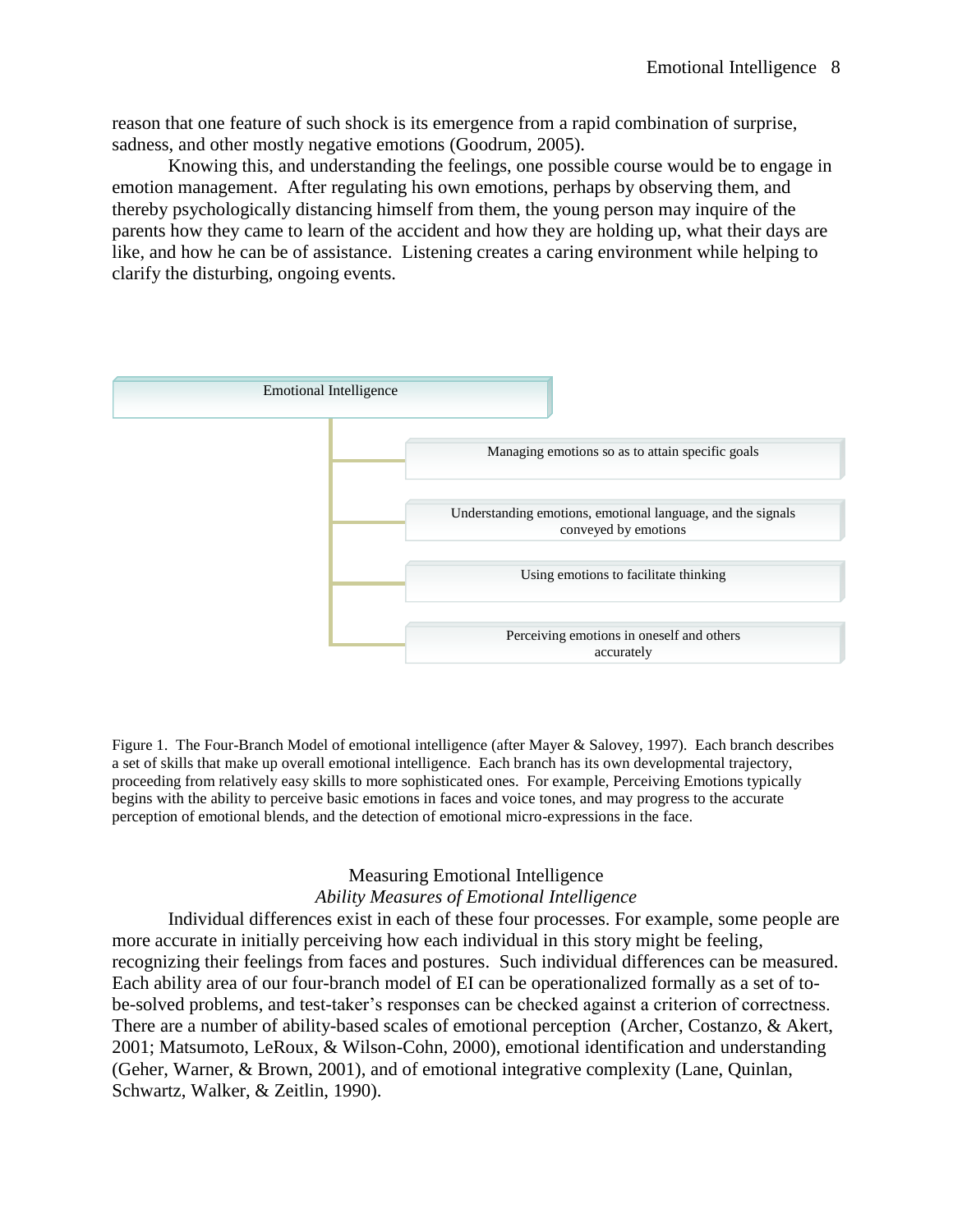reason that one feature of such shock is its emergence from a rapid combination of surprise, sadness, and other mostly negative emotions (Goodrum, 2005).

Knowing this, and understanding the feelings, one possible course would be to engage in emotion management. After regulating his own emotions, perhaps by observing them, and thereby psychologically distancing himself from them, the young person may inquire of the parents how they came to learn of the accident and how they are holding up, what their days are like, and how he can be of assistance. Listening creates a caring environment while helping to clarify the disturbing, ongoing events.

Emotional Intelligence

- Managing emotions so as to attain specific goals
- Understanding emotions, emotional language, and the signals conveyed by emotions
- Using emotions to facilitate thinking
- Perceiving emotions in oneself and others accurately

Figure 1. The Four-Branch Model of emotional intelligence (after Mayer & Salovey, 1997). Each branch describes a set of skills that make up overall emotional intelligence. Each branch has its own developmental trajectory, proceeding from relatively easy skills to more sophisticated ones. For example, Perceiving Emotions typically begins with the ability to perceive basic emotions in faces and voice tones, and may progress to the accurate perception of emotional blends, and the detection of emotional micro-expressions in the face.

## Measuring Emotional Intelligence

### *Ability Measures of Emotional Intelligence*

Individual differences exist in each of these four processes. For example, some people are more accurate in initially perceiving how each individual in this story might be feeling, recognizing their feelings from faces and postures. Such individual differences can be measured. Each ability area of our four-branch model of EI can be operationalized formally as a set of to-be-solved problems, and test-taker's responses can be checked against a criterion of correctness. There are a number of ability-based scales of emotional perception (Archer, Costanzo, & Akert, 2001; Matsumoto, LeRoux, & Wilson-Cohn, 2000), emotional identification and understanding (Geher, Warner, & Brown, 2001), and of emotional integrative complexity (Lane, Quinlan, Schwartz, Walker, & Zeitlin, 1990).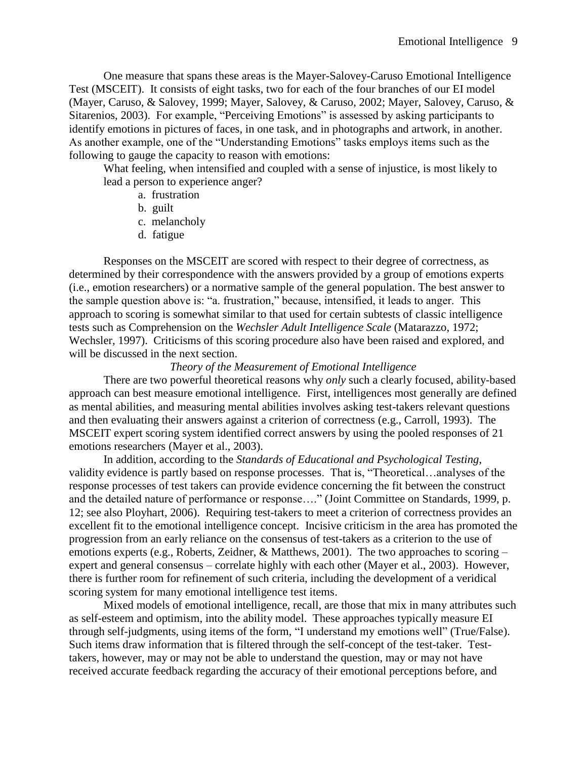One measure that spans these areas is the Mayer-Salovey-Caruso Emotional Intelligence Test (MSCEIT). It consists of eight tasks, two for each of the four branches of our EI model (Mayer, Caruso, & Salovey, 1999; Mayer, Salovey, & Caruso, 2002; Mayer, Salovey, Caruso, & Sitarenios, 2003). For example, "Perceiving Emotions" is assessed by asking participants to identify emotions in pictures of faces, in one task, and in photographs and artwork, in another. As another example, one of the "Understanding Emotions" tasks employs items such as the following to gauge the capacity to reason with emotions:

> What feeling, when intensified and coupled with a sense of injustice, is most likely to lead a person to experience anger?
>
> a. frustration
> b. guilt
> c. melancholy
> d. fatigue

Responses on the MSCEIT are scored with respect to their degree of correctness, as determined by their correspondence with the answers provided by a group of emotions experts (i.e., emotion researchers) or a normative sample of the general population. The best answer to the sample question above is: "a. frustration," because, intensified, it leads to anger. This approach to scoring is somewhat similar to that used for certain subtests of classic intelligence tests such as Comprehension on the *Wechsler Adult Intelligence Scale* (Matarazzo, 1972; Wechsler, 1997). Criticisms of this scoring procedure also have been raised and explored, and will be discussed in the next section.

### *Theory of the Measurement of Emotional Intelligence*

There are two powerful theoretical reasons why *only* such a clearly focused, ability-based approach can best measure emotional intelligence. First, intelligences most generally are defined as mental abilities, and measuring mental abilities involves asking test-takers relevant questions and then evaluating their answers against a criterion of correctness (e.g., Carroll, 1993). The MSCEIT expert scoring system identified correct answers by using the pooled responses of 21 emotions researchers (Mayer et al., 2003).

In addition, according to the *Standards of Educational and Psychological Testing*, validity evidence is partly based on response processes. That is, "Theoretical…analyses of the response processes of test takers can provide evidence concerning the fit between the construct and the detailed nature of performance or response…." (Joint Committee on Standards, 1999, p. 12; see also Ployhart, 2006). Requiring test-takers to meet a criterion of correctness provides an excellent fit to the emotional intelligence concept. Incisive criticism in the area has promoted the progression from an early reliance on the consensus of test-takers as a criterion to the use of emotions experts (e.g., Roberts, Zeidner, & Matthews, 2001). The two approaches to scoring – expert and general consensus – correlate highly with each other (Mayer et al., 2003). However, there is further room for refinement of such criteria, including the development of a veridical scoring system for many emotional intelligence test items.

Mixed models of emotional intelligence, recall, are those that mix in many attributes such as self-esteem and optimism, into the ability model. These approaches typically measure EI through self-judgments, using items of the form, "I understand my emotions well" (True/False). Such items draw information that is filtered through the self-concept of the test-taker. Test-takers, however, may or may not be able to understand the question, may or may not have received accurate feedback regarding the accuracy of their emotional perceptions before, and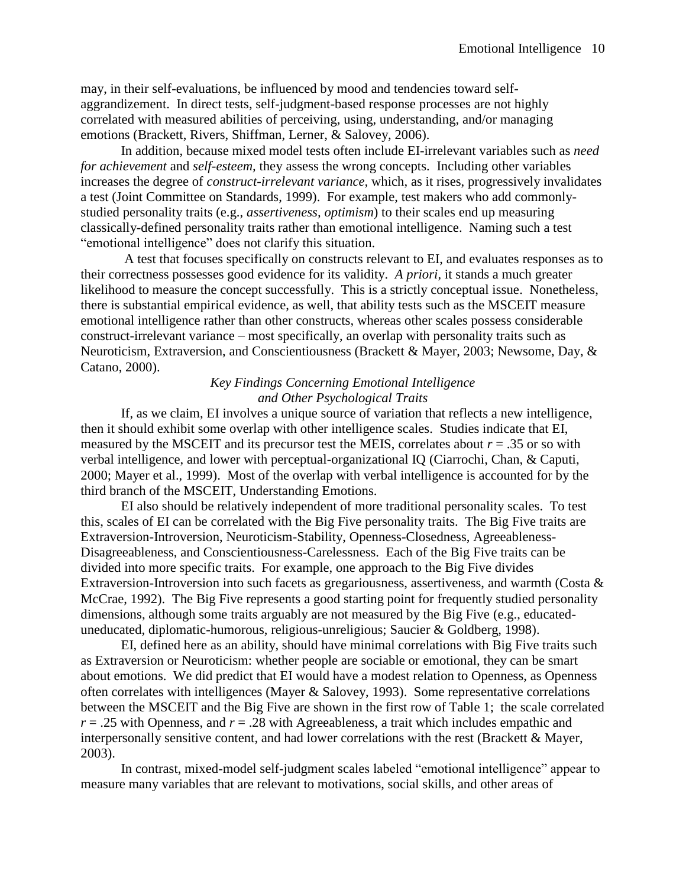may, in their self-evaluations, be influenced by mood and tendencies toward self-aggrandizement. In direct tests, self-judgment-based response processes are not highly correlated with measured abilities of perceiving, using, understanding, and/or managing emotions (Brackett, Rivers, Shiffman, Lerner, & Salovey, 2006).

In addition, because mixed model tests often include EI-irrelevant variables such as *need for achievement* and *self-esteem,* they assess the wrong concepts. Including other variables increases the degree of *construct-irrelevant variance,* which, as it rises, progressively invalidates a test (Joint Committee on Standards, 1999). For example, test makers who add commonly-studied personality traits (e.g., *assertiveness, optimism*) to their scales end up measuring classically-defined personality traits rather than emotional intelligence. Naming such a test "emotional intelligence" does not clarify this situation.

A test that focuses specifically on constructs relevant to EI, and evaluates responses as to their correctness possesses good evidence for its validity. *A priori*, it stands a much greater likelihood to measure the concept successfully. This is a strictly conceptual issue. Nonetheless, there is substantial empirical evidence, as well, that ability tests such as the MSCEIT measure emotional intelligence rather than other constructs, whereas other scales possess considerable construct-irrelevant variance – most specifically, an overlap with personality traits such as Neuroticism, Extraversion, and Conscientiousness (Brackett & Mayer, 2003; Newsome, Day, & Catano, 2000).

### *Key Findings Concerning Emotional Intelligence and Other Psychological Traits*

If, as we claim, EI involves a unique source of variation that reflects a new intelligence, then it should exhibit some overlap with other intelligence scales. Studies indicate that EI, measured by the MSCEIT and its precursor test the MEIS, correlates about $r = .35$ or so with verbal intelligence, and lower with perceptual-organizational IQ (Ciarrochi, Chan, & Caputi, 2000; Mayer et al., 1999). Most of the overlap with verbal intelligence is accounted for by the third branch of the MSCEIT, Understanding Emotions.

EI also should be relatively independent of more traditional personality scales. To test this, scales of EI can be correlated with the Big Five personality traits. The Big Five traits are Extraversion-Introversion, Neuroticism-Stability, Openness-Closedness, Agreeableness-Disagreeableness, and Conscientiousness-Carelessness. Each of the Big Five traits can be divided into more specific traits. For example, one approach to the Big Five divides Extraversion-Introversion into such facets as gregariousness, assertiveness, and warmth (Costa & McCrae, 1992). The Big Five represents a good starting point for frequently studied personality dimensions, although some traits arguably are not measured by the Big Five (e.g., educated-uneducated, diplomatic-humorous, religious-unreligious; Saucier & Goldberg, 1998).

EI, defined here as an ability, should have minimal correlations with Big Five traits such as Extraversion or Neuroticism: whether people are sociable or emotional, they can be smart about emotions. We did predict that EI would have a modest relation to Openness, as Openness often correlates with intelligences (Mayer & Salovey, 1993). Some representative correlations between the MSCEIT and the Big Five are shown in the first row of Table 1; the scale correlated $r = .25$ with Openness, and $r = .28$ with Agreeableness, a trait which includes empathic and interpersonally sensitive content, and had lower correlations with the rest (Brackett & Mayer, 2003).

In contrast, mixed-model self-judgment scales labeled "emotional intelligence" appear to measure many variables that are relevant to motivations, social skills, and other areas of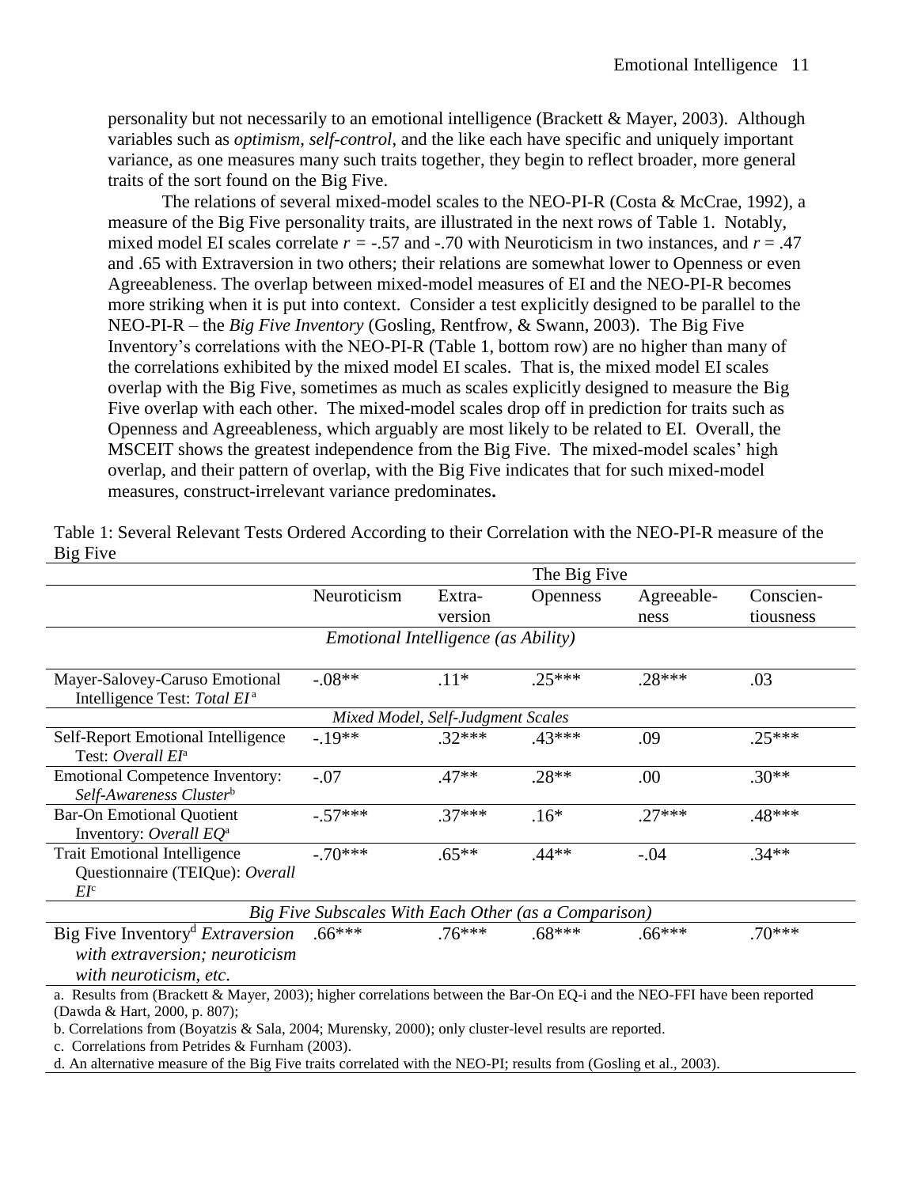personality but not necessarily to an emotional intelligence (Brackett & Mayer, 2003). Although variables such as *optimism*, *self-control*, and the like each have specific and uniquely important variance, as one measures many such traits together, they begin to reflect broader, more general traits of the sort found on the Big Five.

The relations of several mixed-model scales to the NEO-PI-R (Costa & McCrae, 1992), a measure of the Big Five personality traits, are illustrated in the next rows of Table 1. Notably, mixed model EI scales correlate $r = -.57$ and $-.70$ with Neuroticism in two instances, and $r = .47$ and .65 with Extraversion in two others; their relations are somewhat lower to Openness or even Agreeableness. The overlap between mixed-model measures of EI and the NEO-PI-R becomes more striking when it is put into context. Consider a test explicitly designed to be parallel to the NEO-PI-R – the *Big Five Inventory* (Gosling, Rentfrow, & Swann, 2003). The Big Five Inventory's correlations with the NEO-PI-R (Table 1, bottom row) are no higher than many of the correlations exhibited by the mixed model EI scales. That is, the mixed model EI scales overlap with the Big Five, sometimes as much as scales explicitly designed to measure the Big Five overlap with each other. The mixed-model scales drop off in prediction for traits such as Openness and Agreeableness, which arguably are most likely to be related to EI. Overall, the MSCEIT shows the greatest independence from the Big Five. The mixed-model scales' high overlap, and their pattern of overlap, with the Big Five indicates that for such mixed-model measures, construct-irrelevant variance predominates**.**

Table 1: Several Relevant Tests Ordered According to their Correlation with the NEO-PI-R measure of the Big Five

| | The Big Five | | | | |
|---|---|---|---|---|---|
| | Neuroticism | Extra-version | Openness | Agreeable-ness | Conscien-tiousness |
| *Emotional Intelligence (as Ability)* | | | | | |
| Mayer-Salovey-Caruso Emotional Intelligence Test: *Total EI* [a] | -.08** | .11* | .25*** | .28*** | .03 |
| *Mixed Model, Self-Judgment Scales* | | | | | |
| Self-Report Emotional Intelligence Test: *Overall EI* [a] | -.19** | .32*** | .43*** | .09 | .25*** |
| Emotional Competence Inventory: *Self-Awareness Cluster* [b] | -.07 | .47** | .28** | .00 | .30** |
| Bar-On Emotional Quotient Inventory: *Overall EQ* [a] | -.57*** | .37*** | .16* | .27*** | .48*** |
| Trait Emotional Intelligence Questionnaire (TEIQue): *Overall EI* [c] | -.70*** | .65** | .44** | -.04 | .34** |
| *Big Five Subscales With Each Other (as a Comparison)* | | | | | |
| Big Five Inventory[d] *Extraversion with extraversion; neuroticism with neuroticism, etc.* | .66*** | .76*** | .68*** | .66*** | .70*** |

a. Results from (Brackett & Mayer, 2003); higher correlations between the Bar-On EQ-i and the NEO-FFI have been reported (Dawda & Hart, 2000, p. 807);

b. Correlations from (Boyatzis & Sala, 2004; Murensky, 2000); only cluster-level results are reported.

c. Correlations from Petrides & Furnham (2003).

d. An alternative measure of the Big Five traits correlated with the NEO-PI; results from (Gosling et al., 2003).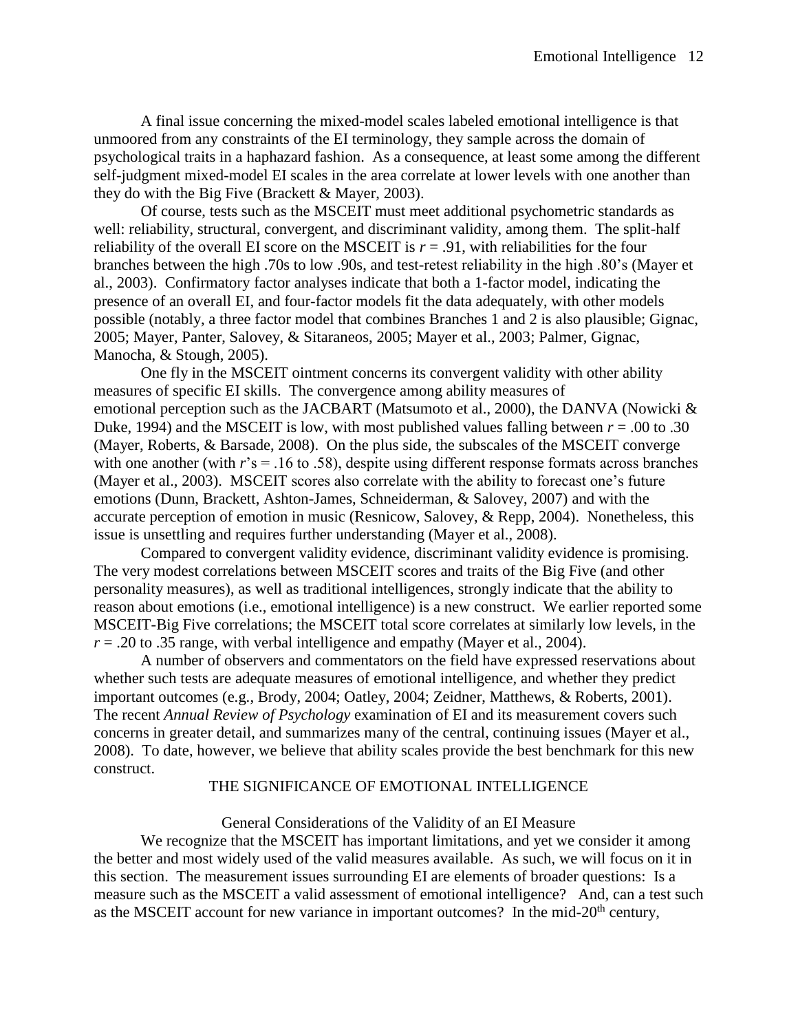A final issue concerning the mixed-model scales labeled emotional intelligence is that unmoored from any constraints of the EI terminology, they sample across the domain of psychological traits in a haphazard fashion. As a consequence, at least some among the different self-judgment mixed-model EI scales in the area correlate at lower levels with one another than they do with the Big Five (Brackett & Mayer, 2003).

Of course, tests such as the MSCEIT must meet additional psychometric standards as well: reliability, structural, convergent, and discriminant validity, among them. The split-half reliability of the overall EI score on the MSCEIT is $r = .91$, with reliabilities for the four branches between the high .70s to low .90s, and test-retest reliability in the high .80's (Mayer et al., 2003). Confirmatory factor analyses indicate that both a 1-factor model, indicating the presence of an overall EI, and four-factor models fit the data adequately, with other models possible (notably, a three factor model that combines Branches 1 and 2 is also plausible; Gignac, 2005; Mayer, Panter, Salovey, & Sitaraneos, 2005; Mayer et al., 2003; Palmer, Gignac, Manocha, & Stough, 2005).

One fly in the MSCEIT ointment concerns its convergent validity with other ability measures of specific EI skills. The convergence among ability measures of emotional perception such as the JACBART (Matsumoto et al., 2000), the DANVA (Nowicki & Duke, 1994) and the MSCEIT is low, with most published values falling between $r = .00$ to .30 (Mayer, Roberts, & Barsade, 2008). On the plus side, the subscales of the MSCEIT converge with one another (with $r$'s = .16 to .58), despite using different response formats across branches (Mayer et al., 2003). MSCEIT scores also correlate with the ability to forecast one's future emotions (Dunn, Brackett, Ashton-James, Schneiderman, & Salovey, 2007) and with the accurate perception of emotion in music (Resnicow, Salovey, & Repp, 2004). Nonetheless, this issue is unsettling and requires further understanding (Mayer et al., 2008).

Compared to convergent validity evidence, discriminant validity evidence is promising. The very modest correlations between MSCEIT scores and traits of the Big Five (and other personality measures), as well as traditional intelligences, strongly indicate that the ability to reason about emotions (i.e., emotional intelligence) is a new construct. We earlier reported some MSCEIT-Big Five correlations; the MSCEIT total score correlates at similarly low levels, in the $r = .20$ to .35 range, with verbal intelligence and empathy (Mayer et al., 2004).

A number of observers and commentators on the field have expressed reservations about whether such tests are adequate measures of emotional intelligence, and whether they predict important outcomes (e.g., Brody, 2004; Oatley, 2004; Zeidner, Matthews, & Roberts, 2001). The recent *Annual Review of Psychology* examination of EI and its measurement covers such concerns in greater detail, and summarizes many of the central, continuing issues (Mayer et al., 2008). To date, however, we believe that ability scales provide the best benchmark for this new construct.

## THE SIGNIFICANCE OF EMOTIONAL INTELLIGENCE

### General Considerations of the Validity of an EI Measure

We recognize that the MSCEIT has important limitations, and yet we consider it among the better and most widely used of the valid measures available. As such, we will focus on it in this section. The measurement issues surrounding EI are elements of broader questions: Is a measure such as the MSCEIT a valid assessment of emotional intelligence? And, can a test such as the MSCEIT account for new variance in important outcomes? In the mid-20th century,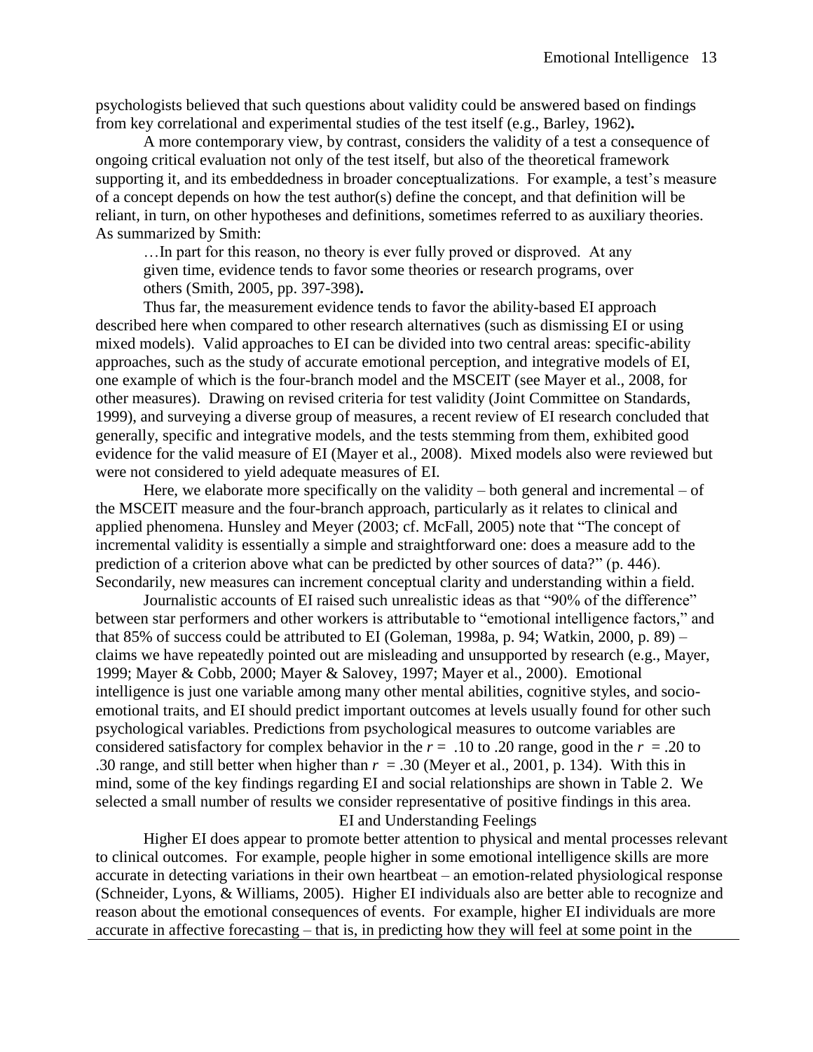psychologists believed that such questions about validity could be answered based on findings from key correlational and experimental studies of the test itself (e.g., Barley, 1962).

A more contemporary view, by contrast, considers the validity of a test a consequence of ongoing critical evaluation not only of the test itself, but also of the theoretical framework supporting it, and its embeddedness in broader conceptualizations. For example, a test's measure of a concept depends on how the test author(s) define the concept, and that definition will be reliant, in turn, on other hypotheses and definitions, sometimes referred to as auxiliary theories. As summarized by Smith:

> …In part for this reason, no theory is ever fully proved or disproved. At any given time, evidence tends to favor some theories or research programs, over others (Smith, 2005, pp. 397-398).

Thus far, the measurement evidence tends to favor the ability-based EI approach described here when compared to other research alternatives (such as dismissing EI or using mixed models). Valid approaches to EI can be divided into two central areas: specific-ability approaches, such as the study of accurate emotional perception, and integrative models of EI, one example of which is the four-branch model and the MSCEIT (see Mayer et al., 2008, for other measures). Drawing on revised criteria for test validity (Joint Committee on Standards, 1999), and surveying a diverse group of measures, a recent review of EI research concluded that generally, specific and integrative models, and the tests stemming from them, exhibited good evidence for the valid measure of EI (Mayer et al., 2008). Mixed models also were reviewed but were not considered to yield adequate measures of EI.

Here, we elaborate more specifically on the validity – both general and incremental – of the MSCEIT measure and the four-branch approach, particularly as it relates to clinical and applied phenomena. Hunsley and Meyer (2003; cf. McFall, 2005) note that "The concept of incremental validity is essentially a simple and straightforward one: does a measure add to the prediction of a criterion above what can be predicted by other sources of data?" (p. 446). Secondarily, new measures can increment conceptual clarity and understanding within a field.

Journalistic accounts of EI raised such unrealistic ideas as that "90% of the difference" between star performers and other workers is attributable to "emotional intelligence factors," and that 85% of success could be attributed to EI (Goleman, 1998a, p. 94; Watkin, 2000, p. 89) – claims we have repeatedly pointed out are misleading and unsupported by research (e.g., Mayer, 1999; Mayer & Cobb, 2000; Mayer & Salovey, 1997; Mayer et al., 2000). Emotional intelligence is just one variable among many other mental abilities, cognitive styles, and socio-emotional traits, and EI should predict important outcomes at levels usually found for other such psychological variables. Predictions from psychological measures to outcome variables are considered satisfactory for complex behavior in the $r = .10$ to $.20$ range, good in the $r = .20$ to $.30$ range, and still better when higher than $r = .30$ (Meyer et al., 2001, p. 134). With this in mind, some of the key findings regarding EI and social relationships are shown in Table 2. We selected a small number of results we consider representative of positive findings in this area.

## EI and Understanding Feelings

Higher EI does appear to promote better attention to physical and mental processes relevant to clinical outcomes. For example, people higher in some emotional intelligence skills are more accurate in detecting variations in their own heartbeat – an emotion-related physiological response (Schneider, Lyons, & Williams, 2005). Higher EI individuals also are better able to recognize and reason about the emotional consequences of events. For example, higher EI individuals are more accurate in affective forecasting – that is, in predicting how they will feel at some point in the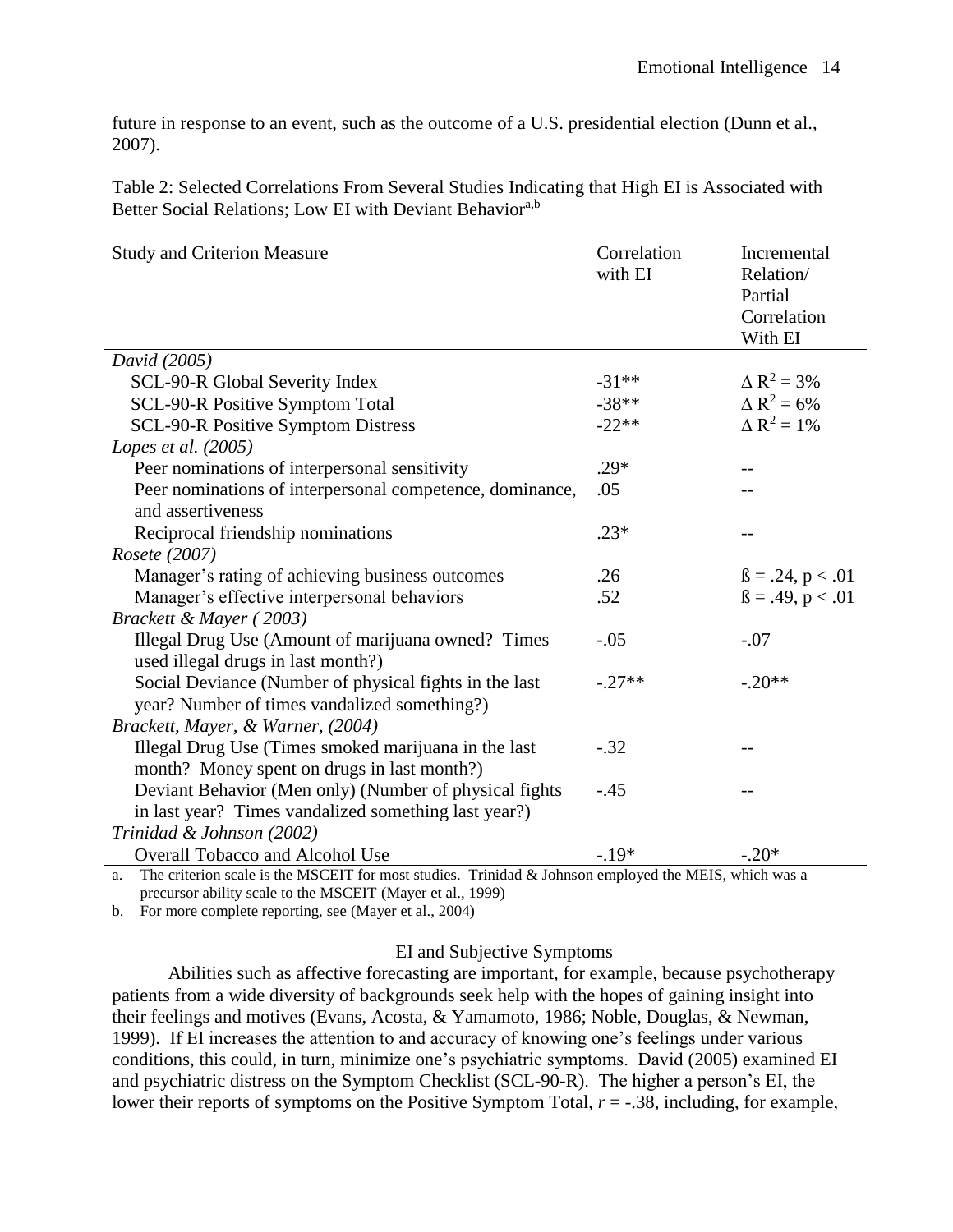future in response to an event, such as the outcome of a U.S. presidential election (Dunn et al., 2007).

Table 2: Selected Correlations From Several Studies Indicating that High EI is Associated with Better Social Relations; Low EI with Deviant Behavior[a,b]

| Study and Criterion Measure | Correlation with EI | Incremental Relation/ Partial Correlation With EI |
|---|---|---|
| *David (2005)* | | |
| SCL-90-R Global Severity Index | -31** | $\Delta R^2 = 3\%$ |
| SCL-90-R Positive Symptom Total | -38** | $\Delta R^2 = 6\%$ |
| SCL-90-R Positive Symptom Distress | -22** | $\Delta R^2 = 1\%$ |
| *Lopes et al. (2005)* | | |
| Peer nominations of interpersonal sensitivity | .29* | -- |
| Peer nominations of interpersonal competence, dominance, and assertiveness | .05 | -- |
| Reciprocal friendship nominations | .23* | -- |
| *Rosete (2007)* | | |
| Manager's rating of achieving business outcomes | .26 | ß = .24, $p < .01$ |
| Manager's effective interpersonal behaviors | .52 | ß = .49, $p < .01$ |
| *Brackett & Mayer ( 2003)* | | |
| Illegal Drug Use (Amount of marijuana owned? Times used illegal drugs in last month?) | -.05 | -.07 |
| Social Deviance (Number of physical fights in the last year? Number of times vandalized something?) | -.27** | -.20** |
| *Brackett, Mayer, & Warner, (2004)* | | |
| Illegal Drug Use (Times smoked marijuana in the last month? Money spent on drugs in last month?) | -.32 | -- |
| Deviant Behavior (Men only) (Number of physical fights in last year? Times vandalized something last year?) | -.45 | -- |
| *Trinidad & Johnson (2002)* | | |
| Overall Tobacco and Alcohol Use | -.19* | -.20* |

a. The criterion scale is the MSCEIT for most studies. Trinidad & Johnson employed the MEIS, which was a precursor ability scale to the MSCEIT (Mayer et al., 1999)

b. For more complete reporting, see (Mayer et al., 2004)

## EI and Subjective Symptoms

Abilities such as affective forecasting are important, for example, because psychotherapy patients from a wide diversity of backgrounds seek help with the hopes of gaining insight into their feelings and motives (Evans, Acosta, & Yamamoto, 1986; Noble, Douglas, & Newman, 1999). If EI increases the attention to and accuracy of knowing one's feelings under various conditions, this could, in turn, minimize one's psychiatric symptoms. David (2005) examined EI and psychiatric distress on the Symptom Checklist (SCL-90-R). The higher a person's EI, the lower their reports of symptoms on the Positive Symptom Total, $r = -.38$, including, for example,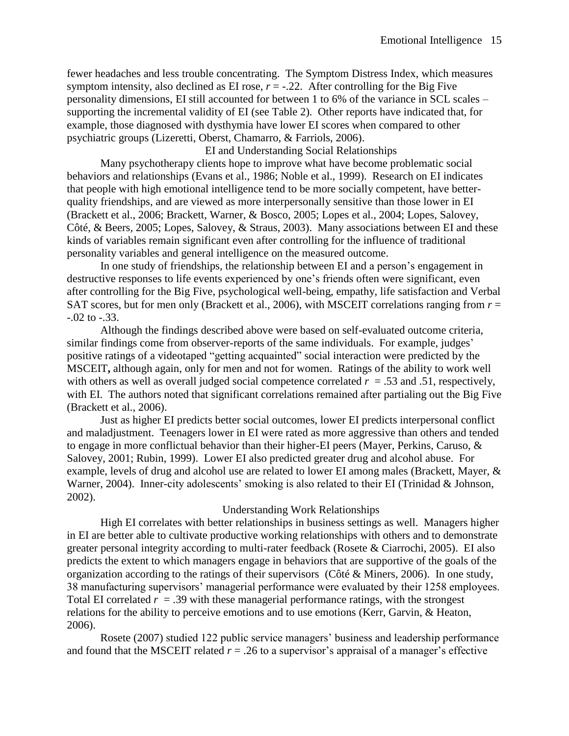fewer headaches and less trouble concentrating. The Symptom Distress Index, which measures symptom intensity, also declined as EI rose, $r = -.22$. After controlling for the Big Five personality dimensions, EI still accounted for between 1 to 6% of the variance in SCL scales – supporting the incremental validity of EI (see Table 2). Other reports have indicated that, for example, those diagnosed with dysthymia have lower EI scores when compared to other psychiatric groups (Lizeretti, Oberst, Chamarro, & Farriols, 2006).

## EI and Understanding Social Relationships

Many psychotherapy clients hope to improve what have become problematic social behaviors and relationships (Evans et al., 1986; Noble et al., 1999). Research on EI indicates that people with high emotional intelligence tend to be more socially competent, have better-quality friendships, and are viewed as more interpersonally sensitive than those lower in EI (Brackett et al., 2006; Brackett, Warner, & Bosco, 2005; Lopes et al., 2004; Lopes, Salovey, Côté, & Beers, 2005; Lopes, Salovey, & Straus, 2003). Many associations between EI and these kinds of variables remain significant even after controlling for the influence of traditional personality variables and general intelligence on the measured outcome.

In one study of friendships, the relationship between EI and a person's engagement in destructive responses to life events experienced by one's friends often were significant, even after controlling for the Big Five, psychological well-being, empathy, life satisfaction and Verbal SAT scores, but for men only (Brackett et al., 2006), with MSCEIT correlations ranging from $r = -.02$ to $-.33$.

Although the findings described above were based on self-evaluated outcome criteria, similar findings come from observer-reports of the same individuals. For example, judges' positive ratings of a videotaped "getting acquainted" social interaction were predicted by the MSCEIT**,** although again, only for men and not for women. Ratings of the ability to work well with others as well as overall judged social competence correlated $r = .53$ and $.51$, respectively, with EI. The authors noted that significant correlations remained after partialing out the Big Five (Brackett et al., 2006).

Just as higher EI predicts better social outcomes, lower EI predicts interpersonal conflict and maladjustment. Teenagers lower in EI were rated as more aggressive than others and tended to engage in more conflictual behavior than their higher-EI peers (Mayer, Perkins, Caruso, & Salovey, 2001; Rubin, 1999). Lower EI also predicted greater drug and alcohol abuse. For example, levels of drug and alcohol use are related to lower EI among males (Brackett, Mayer, & Warner, 2004). Inner-city adolescents' smoking is also related to their EI (Trinidad & Johnson, 2002).

## Understanding Work Relationships

High EI correlates with better relationships in business settings as well. Managers higher in EI are better able to cultivate productive working relationships with others and to demonstrate greater personal integrity according to multi-rater feedback (Rosete & Ciarrochi, 2005). EI also predicts the extent to which managers engage in behaviors that are supportive of the goals of the organization according to the ratings of their supervisors (Côté & Miners, 2006). In one study, 38 manufacturing supervisors' managerial performance were evaluated by their 1258 employees. Total EI correlated $r = .39$ with these managerial performance ratings, with the strongest relations for the ability to perceive emotions and to use emotions (Kerr, Garvin, & Heaton, 2006).

Rosete (2007) studied 122 public service managers' business and leadership performance and found that the MSCEIT related $r = .26$ to a supervisor's appraisal of a manager's effective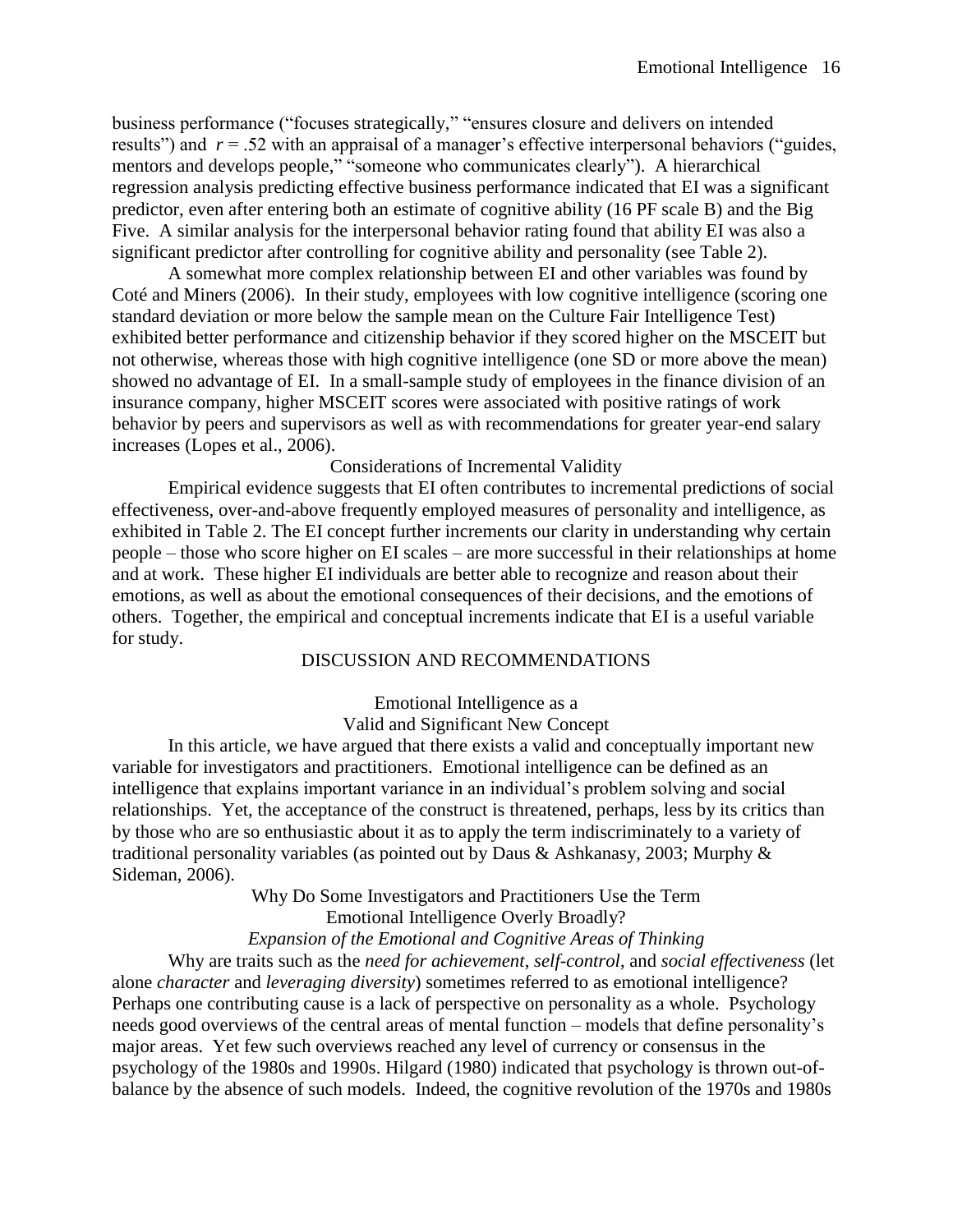business performance ("focuses strategically," "ensures closure and delivers on intended results") and $r = .52$ with an appraisal of a manager's effective interpersonal behaviors ("guides, mentors and develops people," "someone who communicates clearly"). A hierarchical regression analysis predicting effective business performance indicated that EI was a significant predictor, even after entering both an estimate of cognitive ability (16 PF scale B) and the Big Five. A similar analysis for the interpersonal behavior rating found that ability EI was also a significant predictor after controlling for cognitive ability and personality (see Table 2).

A somewhat more complex relationship between EI and other variables was found by Coté and Miners (2006). In their study, employees with low cognitive intelligence (scoring one standard deviation or more below the sample mean on the Culture Fair Intelligence Test) exhibited better performance and citizenship behavior if they scored higher on the MSCEIT but not otherwise, whereas those with high cognitive intelligence (one SD or more above the mean) showed no advantage of EI. In a small-sample study of employees in the finance division of an insurance company, higher MSCEIT scores were associated with positive ratings of work behavior by peers and supervisors as well as with recommendations for greater year-end salary increases (Lopes et al., 2006).

### Considerations of Incremental Validity

Empirical evidence suggests that EI often contributes to incremental predictions of social effectiveness, over-and-above frequently employed measures of personality and intelligence, as exhibited in Table 2. The EI concept further increments our clarity in understanding why certain people – those who score higher on EI scales – are more successful in their relationships at home and at work. These higher EI individuals are better able to recognize and reason about their emotions, as well as about the emotional consequences of their decisions, and the emotions of others. Together, the empirical and conceptual increments indicate that EI is a useful variable for study.

## DISCUSSION AND RECOMMENDATIONS

### Emotional Intelligence as a Valid and Significant New Concept

In this article, we have argued that there exists a valid and conceptually important new variable for investigators and practitioners. Emotional intelligence can be defined as an intelligence that explains important variance in an individual's problem solving and social relationships. Yet, the acceptance of the construct is threatened, perhaps, less by its critics than by those who are so enthusiastic about it as to apply the term indiscriminately to a variety of traditional personality variables (as pointed out by Daus & Ashkanasy, 2003; Murphy & Sideman, 2006).

### Why Do Some Investigators and Practitioners Use the Term Emotional Intelligence Overly Broadly?

#### *Expansion of the Emotional and Cognitive Areas of Thinking*

Why are traits such as the *need for achievement*, *self-control*, and *social effectiveness* (let alone *character* and *leveraging diversity*) sometimes referred to as emotional intelligence? Perhaps one contributing cause is a lack of perspective on personality as a whole. Psychology needs good overviews of the central areas of mental function – models that define personality's major areas. Yet few such overviews reached any level of currency or consensus in the psychology of the 1980s and 1990s. Hilgard (1980) indicated that psychology is thrown out-of-balance by the absence of such models. Indeed, the cognitive revolution of the 1970s and 1980s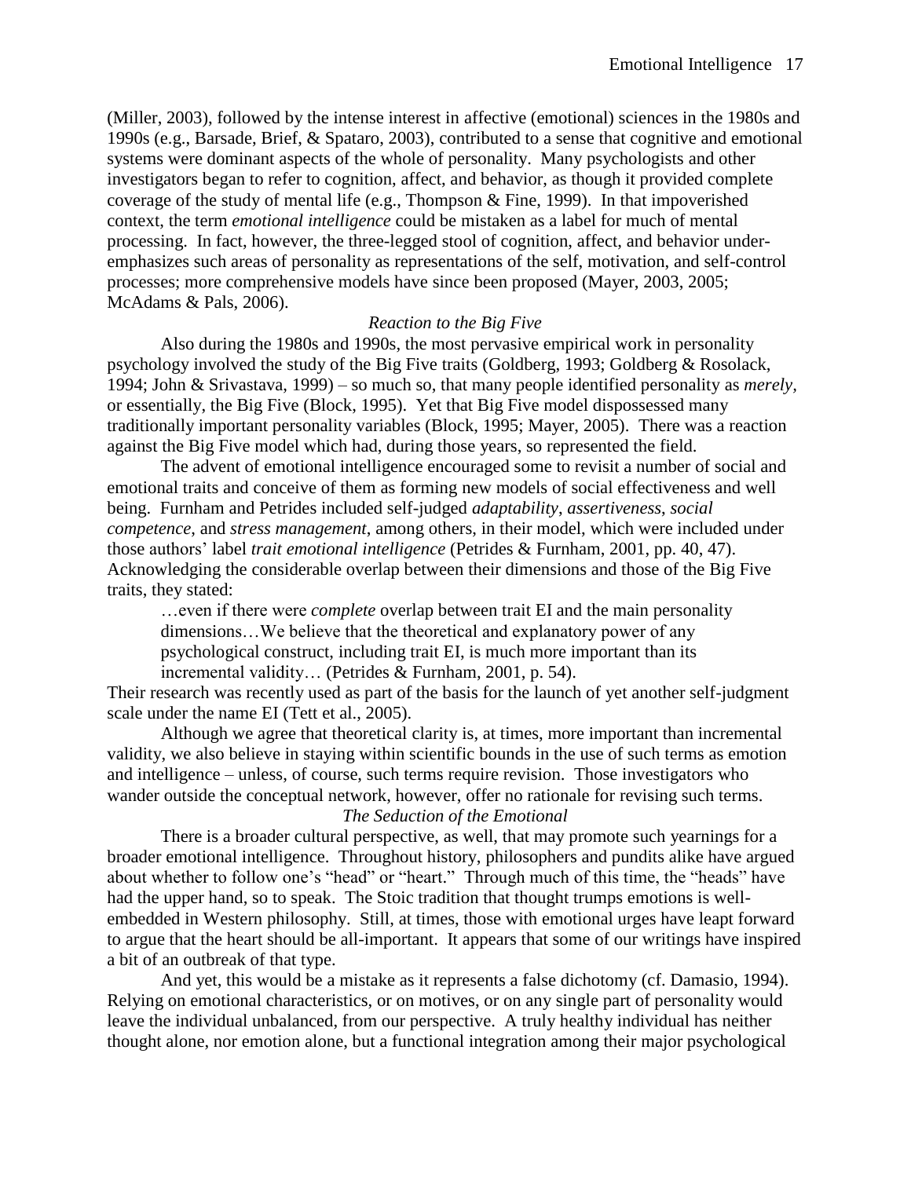(Miller, 2003), followed by the intense interest in affective (emotional) sciences in the 1980s and 1990s (e.g., Barsade, Brief, & Spataro, 2003), contributed to a sense that cognitive and emotional systems were dominant aspects of the whole of personality. Many psychologists and other investigators began to refer to cognition, affect, and behavior, as though it provided complete coverage of the study of mental life (e.g., Thompson & Fine, 1999). In that impoverished context, the term *emotional intelligence* could be mistaken as a label for much of mental processing. In fact, however, the three-legged stool of cognition, affect, and behavior under-emphasizes such areas of personality as representations of the self, motivation, and self-control processes; more comprehensive models have since been proposed (Mayer, 2003, 2005; McAdams & Pals, 2006).

### *Reaction to the Big Five*

Also during the 1980s and 1990s, the most pervasive empirical work in personality psychology involved the study of the Big Five traits (Goldberg, 1993; Goldberg & Rosolack, 1994; John & Srivastava, 1999) – so much so, that many people identified personality as *merely*, or essentially, the Big Five (Block, 1995). Yet that Big Five model dispossessed many traditionally important personality variables (Block, 1995; Mayer, 2005). There was a reaction against the Big Five model which had, during those years, so represented the field.

The advent of emotional intelligence encouraged some to revisit a number of social and emotional traits and conceive of them as forming new models of social effectiveness and well being. Furnham and Petrides included self-judged *adaptability*, *assertiveness*, *social competence*, and *stress management*, among others, in their model, which were included under those authors' label *trait emotional intelligence* (Petrides & Furnham, 2001, pp. 40, 47). Acknowledging the considerable overlap between their dimensions and those of the Big Five traits, they stated:

> …even if there were *complete* overlap between trait EI and the main personality dimensions…We believe that the theoretical and explanatory power of any psychological construct, including trait EI, is much more important than its incremental validity… (Petrides & Furnham, 2001, p. 54).

Their research was recently used as part of the basis for the launch of yet another self-judgment scale under the name EI (Tett et al., 2005).

Although we agree that theoretical clarity is, at times, more important than incremental validity, we also believe in staying within scientific bounds in the use of such terms as emotion and intelligence – unless, of course, such terms require revision. Those investigators who wander outside the conceptual network, however, offer no rationale for revising such terms.

### *The Seduction of the Emotional*

There is a broader cultural perspective, as well, that may promote such yearnings for a broader emotional intelligence. Throughout history, philosophers and pundits alike have argued about whether to follow one's "head" or "heart." Through much of this time, the "heads" have had the upper hand, so to speak. The Stoic tradition that thought trumps emotions is well-embedded in Western philosophy. Still, at times, those with emotional urges have leapt forward to argue that the heart should be all-important. It appears that some of our writings have inspired a bit of an outbreak of that type.

And yet, this would be a mistake as it represents a false dichotomy (cf. Damasio, 1994). Relying on emotional characteristics, or on motives, or on any single part of personality would leave the individual unbalanced, from our perspective. A truly healthy individual has neither thought alone, nor emotion alone, but a functional integration among their major psychological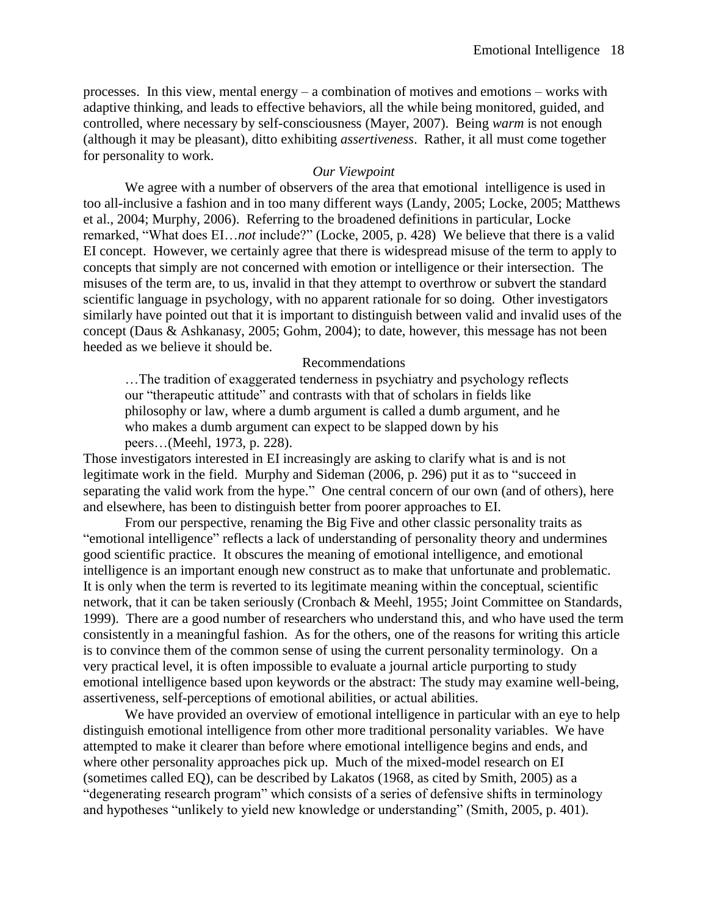processes. In this view, mental energy – a combination of motives and emotions – works with adaptive thinking, and leads to effective behaviors, all the while being monitored, guided, and controlled, where necessary by self-consciousness (Mayer, 2007). Being *warm* is not enough (although it may be pleasant), ditto exhibiting *assertiveness*. Rather, it all must come together for personality to work.

### *Our Viewpoint*

We agree with a number of observers of the area that emotional intelligence is used in too all-inclusive a fashion and in too many different ways (Landy, 2005; Locke, 2005; Matthews et al., 2004; Murphy, 2006). Referring to the broadened definitions in particular, Locke remarked, "What does EI…*not* include?" (Locke, 2005, p. 428) We believe that there is a valid EI concept. However, we certainly agree that there is widespread misuse of the term to apply to concepts that simply are not concerned with emotion or intelligence or their intersection. The misuses of the term are, to us, invalid in that they attempt to overthrow or subvert the standard scientific language in psychology, with no apparent rationale for so doing. Other investigators similarly have pointed out that it is important to distinguish between valid and invalid uses of the concept (Daus & Ashkanasy, 2005; Gohm, 2004); to date, however, this message has not been heeded as we believe it should be.

## Recommendations

> …The tradition of exaggerated tenderness in psychiatry and psychology reflects our "therapeutic attitude" and contrasts with that of scholars in fields like philosophy or law, where a dumb argument is called a dumb argument, and he who makes a dumb argument can expect to be slapped down by his peers…(Meehl, 1973, p. 228).

Those investigators interested in EI increasingly are asking to clarify what is and is not legitimate work in the field. Murphy and Sideman (2006, p. 296) put it as to "succeed in separating the valid work from the hype." One central concern of our own (and of others), here and elsewhere, has been to distinguish better from poorer approaches to EI.

From our perspective, renaming the Big Five and other classic personality traits as "emotional intelligence" reflects a lack of understanding of personality theory and undermines good scientific practice. It obscures the meaning of emotional intelligence, and emotional intelligence is an important enough new construct as to make that unfortunate and problematic. It is only when the term is reverted to its legitimate meaning within the conceptual, scientific network, that it can be taken seriously (Cronbach & Meehl, 1955; Joint Committee on Standards, 1999). There are a good number of researchers who understand this, and who have used the term consistently in a meaningful fashion. As for the others, one of the reasons for writing this article is to convince them of the common sense of using the current personality terminology. On a very practical level, it is often impossible to evaluate a journal article purporting to study emotional intelligence based upon keywords or the abstract: The study may examine well-being, assertiveness, self-perceptions of emotional abilities, or actual abilities.

We have provided an overview of emotional intelligence in particular with an eye to help distinguish emotional intelligence from other more traditional personality variables. We have attempted to make it clearer than before where emotional intelligence begins and ends, and where other personality approaches pick up. Much of the mixed-model research on EI (sometimes called EQ), can be described by Lakatos (1968, as cited by Smith, 2005) as a "degenerating research program" which consists of a series of defensive shifts in terminology and hypotheses "unlikely to yield new knowledge or understanding" (Smith, 2005, p. 401).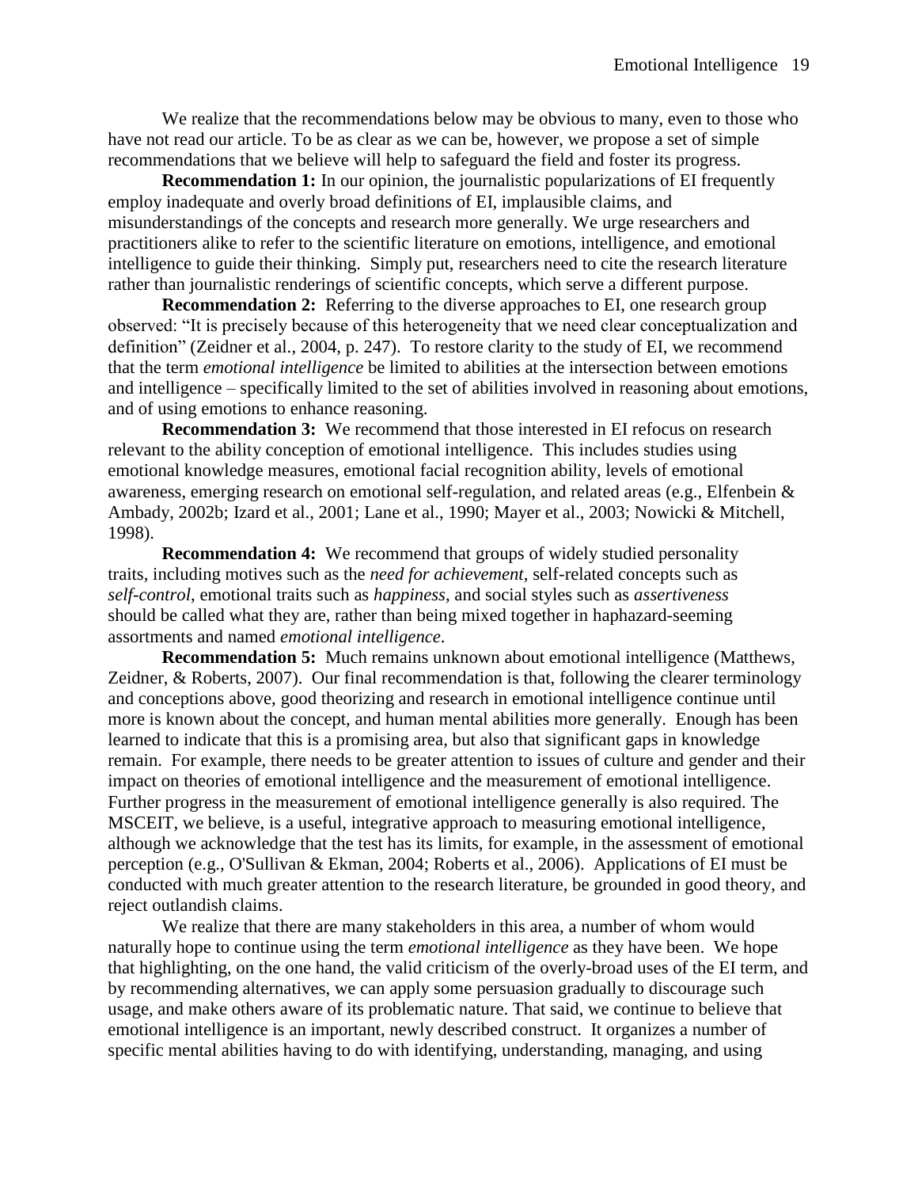We realize that the recommendations below may be obvious to many, even to those who have not read our article. To be as clear as we can be, however, we propose a set of simple recommendations that we believe will help to safeguard the field and foster its progress.

**Recommendation 1:** In our opinion, the journalistic popularizations of EI frequently employ inadequate and overly broad definitions of EI, implausible claims, and misunderstandings of the concepts and research more generally. We urge researchers and practitioners alike to refer to the scientific literature on emotions, intelligence, and emotional intelligence to guide their thinking. Simply put, researchers need to cite the research literature rather than journalistic renderings of scientific concepts, which serve a different purpose.

**Recommendation 2:** Referring to the diverse approaches to EI, one research group observed: "It is precisely because of this heterogeneity that we need clear conceptualization and definition" (Zeidner et al., 2004, p. 247). To restore clarity to the study of EI, we recommend that the term *emotional intelligence* be limited to abilities at the intersection between emotions and intelligence – specifically limited to the set of abilities involved in reasoning about emotions, and of using emotions to enhance reasoning.

**Recommendation 3:** We recommend that those interested in EI refocus on research relevant to the ability conception of emotional intelligence. This includes studies using emotional knowledge measures, emotional facial recognition ability, levels of emotional awareness, emerging research on emotional self-regulation, and related areas (e.g., Elfenbein & Ambady, 2002b; Izard et al., 2001; Lane et al., 1990; Mayer et al., 2003; Nowicki & Mitchell, 1998).

**Recommendation 4:** We recommend that groups of widely studied personality traits, including motives such as the *need for achievement*, self-related concepts such as *self-control*, emotional traits such as *happiness*, and social styles such as *assertiveness* should be called what they are, rather than being mixed together in haphazard-seeming assortments and named *emotional intelligence*.

**Recommendation 5:** Much remains unknown about emotional intelligence (Matthews, Zeidner, & Roberts, 2007). Our final recommendation is that, following the clearer terminology and conceptions above, good theorizing and research in emotional intelligence continue until more is known about the concept, and human mental abilities more generally. Enough has been learned to indicate that this is a promising area, but also that significant gaps in knowledge remain. For example, there needs to be greater attention to issues of culture and gender and their impact on theories of emotional intelligence and the measurement of emotional intelligence. Further progress in the measurement of emotional intelligence generally is also required. The MSCEIT, we believe, is a useful, integrative approach to measuring emotional intelligence, although we acknowledge that the test has its limits, for example, in the assessment of emotional perception (e.g., O'Sullivan & Ekman, 2004; Roberts et al., 2006). Applications of EI must be conducted with much greater attention to the research literature, be grounded in good theory, and reject outlandish claims.

We realize that there are many stakeholders in this area, a number of whom would naturally hope to continue using the term *emotional intelligence* as they have been. We hope that highlighting, on the one hand, the valid criticism of the overly-broad uses of the EI term, and by recommending alternatives, we can apply some persuasion gradually to discourage such usage, and make others aware of its problematic nature. That said, we continue to believe that emotional intelligence is an important, newly described construct. It organizes a number of specific mental abilities having to do with identifying, understanding, managing, and using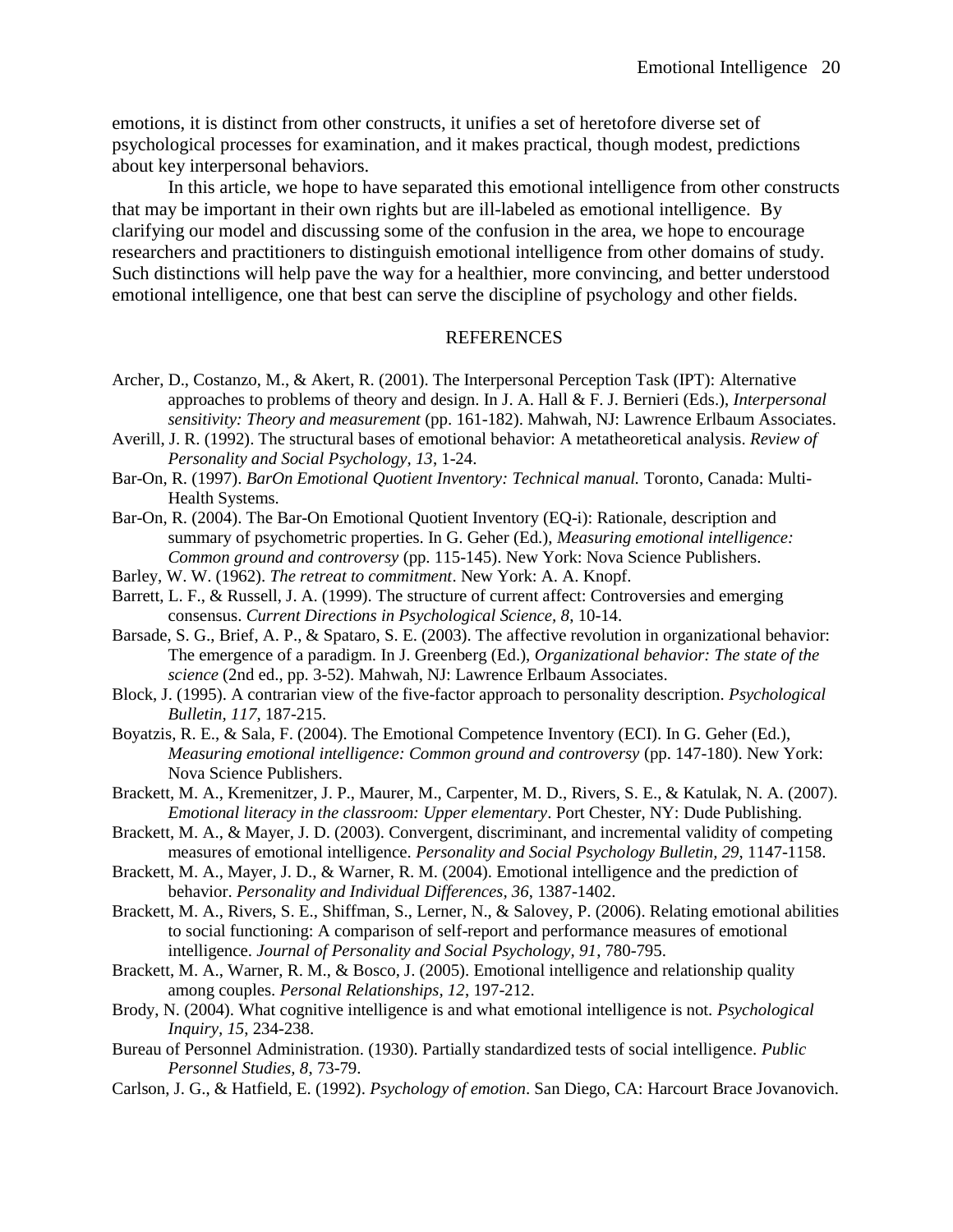emotions, it is distinct from other constructs, it unifies a set of heretofore diverse set of psychological processes for examination, and it makes practical, though modest, predictions about key interpersonal behaviors.

In this article, we hope to have separated this emotional intelligence from other constructs that may be important in their own rights but are ill-labeled as emotional intelligence. By clarifying our model and discussing some of the confusion in the area, we hope to encourage researchers and practitioners to distinguish emotional intelligence from other domains of study. Such distinctions will help pave the way for a healthier, more convincing, and better understood emotional intelligence, one that best can serve the discipline of psychology and other fields.

## REFERENCES

Archer, D., Costanzo, M., & Akert, R. (2001). The Interpersonal Perception Task (IPT): Alternative approaches to problems of theory and design. In J. A. Hall & F. J. Bernieri (Eds.), *Interpersonal sensitivity: Theory and measurement* (pp. 161-182). Mahwah, NJ: Lawrence Erlbaum Associates.

Averill, J. R. (1992). The structural bases of emotional behavior: A metatheoretical analysis. *Review of Personality and Social Psychology, 13*, 1-24.

Bar-On, R. (1997). *BarOn Emotional Quotient Inventory: Technical manual.* Toronto, Canada: Multi-Health Systems.

Bar-On, R. (2004). The Bar-On Emotional Quotient Inventory (EQ-i): Rationale, description and summary of psychometric properties. In G. Geher (Ed.), *Measuring emotional intelligence: Common ground and controversy* (pp. 115-145). New York: Nova Science Publishers.

Barley, W. W. (1962). *The retreat to commitment*. New York: A. A. Knopf.

Barrett, L. F., & Russell, J. A. (1999). The structure of current affect: Controversies and emerging consensus. *Current Directions in Psychological Science, 8*, 10-14.

Barsade, S. G., Brief, A. P., & Spataro, S. E. (2003). The affective revolution in organizational behavior: The emergence of a paradigm. In J. Greenberg (Ed.), *Organizational behavior: The state of the science* (2nd ed., pp. 3-52). Mahwah, NJ: Lawrence Erlbaum Associates.

Block, J. (1995). A contrarian view of the five-factor approach to personality description. *Psychological Bulletin, 117*, 187-215.

Boyatzis, R. E., & Sala, F. (2004). The Emotional Competence Inventory (ECI). In G. Geher (Ed.), *Measuring emotional intelligence: Common ground and controversy* (pp. 147-180). New York: Nova Science Publishers.

Brackett, M. A., Kremenitzer, J. P., Maurer, M., Carpenter, M. D., Rivers, S. E., & Katulak, N. A. (2007). *Emotional literacy in the classroom: Upper elementary*. Port Chester, NY: Dude Publishing.

Brackett, M. A., & Mayer, J. D. (2003). Convergent, discriminant, and incremental validity of competing measures of emotional intelligence. *Personality and Social Psychology Bulletin, 29*, 1147-1158.

Brackett, M. A., Mayer, J. D., & Warner, R. M. (2004). Emotional intelligence and the prediction of behavior. *Personality and Individual Differences, 36*, 1387-1402.

Brackett, M. A., Rivers, S. E., Shiffman, S., Lerner, N., & Salovey, P. (2006). Relating emotional abilities to social functioning: A comparison of self-report and performance measures of emotional intelligence. *Journal of Personality and Social Psychology, 91*, 780-795.

Brackett, M. A., Warner, R. M., & Bosco, J. (2005). Emotional intelligence and relationship quality among couples. *Personal Relationships, 12*, 197-212.

Brody, N. (2004). What cognitive intelligence is and what emotional intelligence is not. *Psychological Inquiry, 15*, 234-238.

Bureau of Personnel Administration. (1930). Partially standardized tests of social intelligence. *Public Personnel Studies, 8*, 73-79.

Carlson, J. G., & Hatfield, E. (1992). *Psychology of emotion*. San Diego, CA: Harcourt Brace Jovanovich.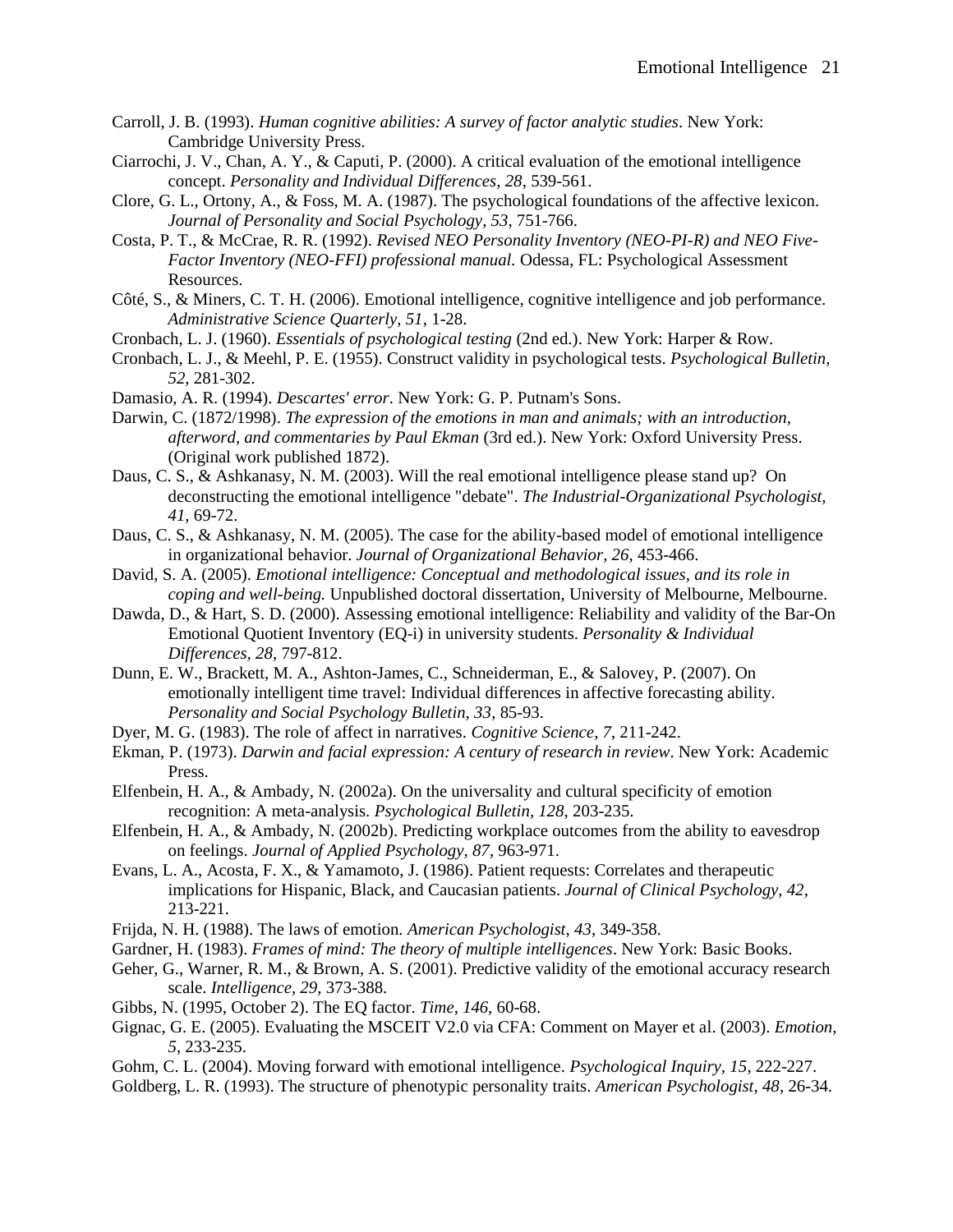Carroll, J. B. (1993). *Human cognitive abilities: A survey of factor analytic studies*. New York: Cambridge University Press.

Ciarrochi, J. V., Chan, A. Y., & Caputi, P. (2000). A critical evaluation of the emotional intelligence concept. *Personality and Individual Differences, 28*, 539-561.

Clore, G. L., Ortony, A., & Foss, M. A. (1987). The psychological foundations of the affective lexicon. *Journal of Personality and Social Psychology, 53*, 751-766.

Costa, P. T., & McCrae, R. R. (1992). *Revised NEO Personality Inventory (NEO-PI-R) and NEO Five-Factor Inventory (NEO-FFI) professional manual.* Odessa, FL: Psychological Assessment Resources.

Côté, S., & Miners, C. T. H. (2006). Emotional intelligence, cognitive intelligence and job performance. *Administrative Science Quarterly, 51*, 1-28.

Cronbach, L. J. (1960). *Essentials of psychological testing* (2nd ed.). New York: Harper & Row.

Cronbach, L. J., & Meehl, P. E. (1955). Construct validity in psychological tests. *Psychological Bulletin, 52*, 281-302.

Damasio, A. R. (1994). *Descartes' error*. New York: G. P. Putnam's Sons.

Darwin, C. (1872/1998). *The expression of the emotions in man and animals; with an introduction, afterword, and commentaries by Paul Ekman* (3rd ed.). New York: Oxford University Press. (Original work published 1872).

Daus, C. S., & Ashkanasy, N. M. (2003). Will the real emotional intelligence please stand up? On deconstructing the emotional intelligence "debate". *The Industrial-Organizational Psychologist, 41*, 69-72.

Daus, C. S., & Ashkanasy, N. M. (2005). The case for the ability-based model of emotional intelligence in organizational behavior. *Journal of Organizational Behavior, 26*, 453-466.

David, S. A. (2005). *Emotional intelligence: Conceptual and methodological issues, and its role in coping and well-being.* Unpublished doctoral dissertation, University of Melbourne, Melbourne.

Dawda, D., & Hart, S. D. (2000). Assessing emotional intelligence: Reliability and validity of the Bar-On Emotional Quotient Inventory (EQ-i) in university students. *Personality & Individual Differences, 28*, 797-812.

Dunn, E. W., Brackett, M. A., Ashton-James, C., Schneiderman, E., & Salovey, P. (2007). On emotionally intelligent time travel: Individual differences in affective forecasting ability. *Personality and Social Psychology Bulletin, 33,* 85-93.

Dyer, M. G. (1983). The role of affect in narratives. *Cognitive Science, 7*, 211-242.

Ekman, P. (1973). *Darwin and facial expression: A century of research in review*. New York: Academic Press.

Elfenbein, H. A., & Ambady, N. (2002a). On the universality and cultural specificity of emotion recognition: A meta-analysis. *Psychological Bulletin, 128*, 203-235.

Elfenbein, H. A., & Ambady, N. (2002b). Predicting workplace outcomes from the ability to eavesdrop on feelings. *Journal of Applied Psychology, 87*, 963-971.

Evans, L. A., Acosta, F. X., & Yamamoto, J. (1986). Patient requests: Correlates and therapeutic implications for Hispanic, Black, and Caucasian patients. *Journal of Clinical Psychology, 42*, 213-221.

Frijda, N. H. (1988). The laws of emotion. *American Psychologist, 43*, 349-358.

Gardner, H. (1983). *Frames of mind: The theory of multiple intelligences*. New York: Basic Books.

Geher, G., Warner, R. M., & Brown, A. S. (2001). Predictive validity of the emotional accuracy research scale. *Intelligence, 29*, 373-388.

Gibbs, N. (1995, October 2). The EQ factor. *Time, 146*, 60-68.

Gignac, G. E. (2005). Evaluating the MSCEIT V2.0 via CFA: Comment on Mayer et al. (2003). *Emotion, 5*, 233-235.

Gohm, C. L. (2004). Moving forward with emotional intelligence. *Psychological Inquiry, 15*, 222-227.

Goldberg, L. R. (1993). The structure of phenotypic personality traits. *American Psychologist, 48*, 26-34.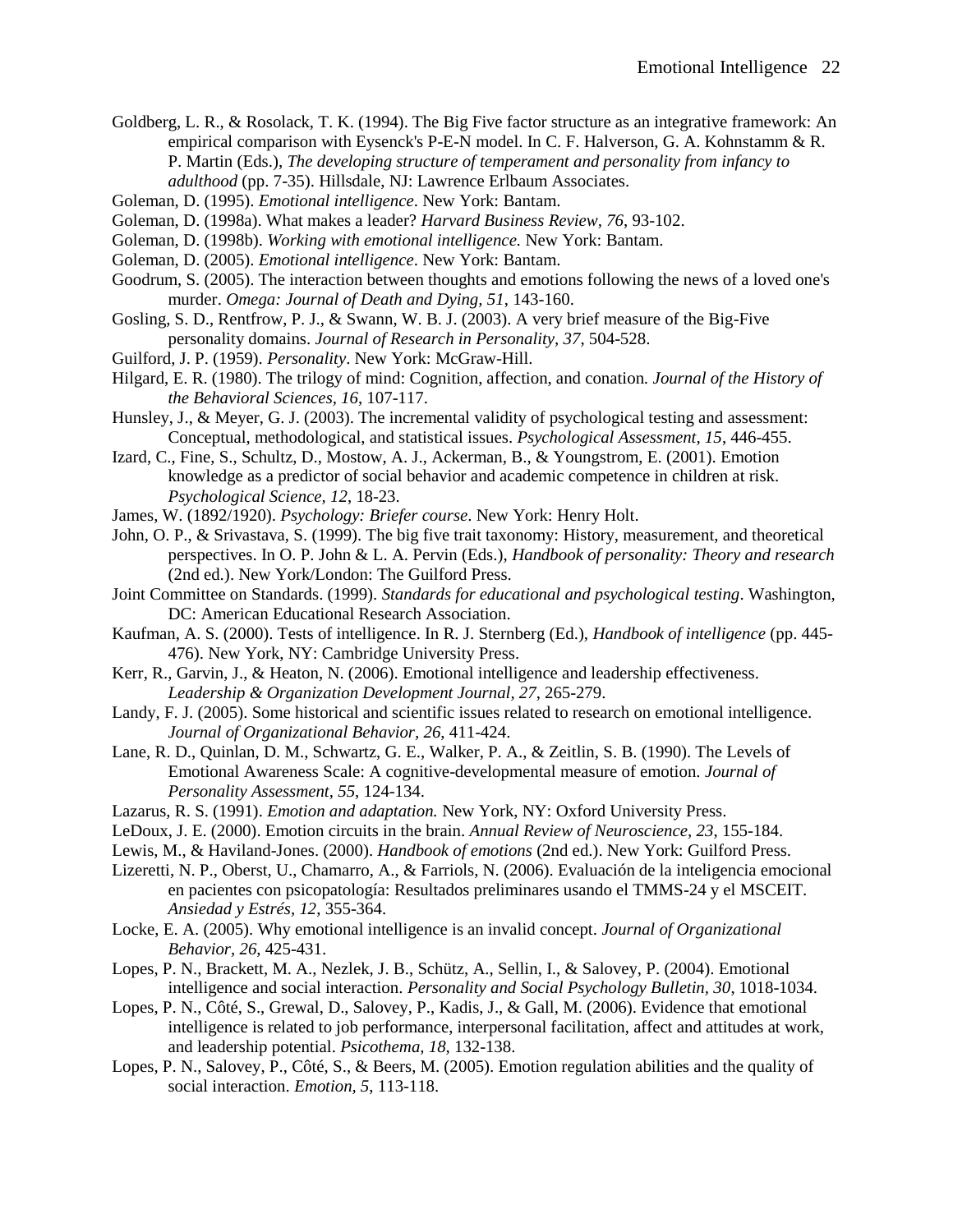Goldberg, L. R., & Rosolack, T. K. (1994). The Big Five factor structure as an integrative framework: An empirical comparison with Eysenck's P-E-N model. In C. F. Halverson, G. A. Kohnstamm & R. P. Martin (Eds.), *The developing structure of temperament and personality from infancy to adulthood* (pp. 7-35). Hillsdale, NJ: Lawrence Erlbaum Associates.

Goleman, D. (1995). *Emotional intelligence*. New York: Bantam.

Goleman, D. (1998a). What makes a leader? *Harvard Business Review, 76*, 93-102.

Goleman, D. (1998b). *Working with emotional intelligence.* New York: Bantam.

Goleman, D. (2005). *Emotional intelligence*. New York: Bantam.

Goodrum, S. (2005). The interaction between thoughts and emotions following the news of a loved one's murder. *Omega: Journal of Death and Dying, 51*, 143-160.

Gosling, S. D., Rentfrow, P. J., & Swann, W. B. J. (2003). A very brief measure of the Big-Five personality domains. *Journal of Research in Personality, 37*, 504-528.

Guilford, J. P. (1959). *Personality*. New York: McGraw-Hill.

Hilgard, E. R. (1980). The trilogy of mind: Cognition, affection, and conation. *Journal of the History of the Behavioral Sciences, 16*, 107-117.

Hunsley, J., & Meyer, G. J. (2003). The incremental validity of psychological testing and assessment: Conceptual, methodological, and statistical issues. *Psychological Assessment, 15*, 446-455.

Izard, C., Fine, S., Schultz, D., Mostow, A. J., Ackerman, B., & Youngstrom, E. (2001). Emotion knowledge as a predictor of social behavior and academic competence in children at risk. *Psychological Science, 12*, 18-23.

James, W. (1892/1920). *Psychology: Briefer course*. New York: Henry Holt.

John, O. P., & Srivastava, S. (1999). The big five trait taxonomy: History, measurement, and theoretical perspectives. In O. P. John & L. A. Pervin (Eds.), *Handbook of personality: Theory and research* (2nd ed.). New York/London: The Guilford Press.

Joint Committee on Standards. (1999). *Standards for educational and psychological testing*. Washington, DC: American Educational Research Association.

Kaufman, A. S. (2000). Tests of intelligence. In R. J. Sternberg (Ed.), *Handbook of intelligence* (pp. 445-476). New York, NY: Cambridge University Press.

Kerr, R., Garvin, J., & Heaton, N. (2006). Emotional intelligence and leadership effectiveness. *Leadership & Organization Development Journal, 27*, 265-279.

Landy, F. J. (2005). Some historical and scientific issues related to research on emotional intelligence. *Journal of Organizational Behavior, 26*, 411-424.

Lane, R. D., Quinlan, D. M., Schwartz, G. E., Walker, P. A., & Zeitlin, S. B. (1990). The Levels of Emotional Awareness Scale: A cognitive-developmental measure of emotion. *Journal of Personality Assessment, 55*, 124-134.

Lazarus, R. S. (1991). *Emotion and adaptation.* New York, NY: Oxford University Press.

LeDoux, J. E. (2000). Emotion circuits in the brain. *Annual Review of Neuroscience, 23*, 155-184.

Lewis, M., & Haviland-Jones. (2000). *Handbook of emotions* (2nd ed.). New York: Guilford Press.

Lizeretti, N. P., Oberst, U., Chamarro, A., & Farriols, N. (2006). Evaluación de la inteligencia emocional en pacientes con psicopatología: Resultados preliminares usando el TMMS-24 y el MSCEIT. *Ansiedad y Estrés, 12*, 355-364.

Locke, E. A. (2005). Why emotional intelligence is an invalid concept. *Journal of Organizational Behavior, 26*, 425-431.

Lopes, P. N., Brackett, M. A., Nezlek, J. B., Schütz, A., Sellin, I., & Salovey, P. (2004). Emotional intelligence and social interaction. *Personality and Social Psychology Bulletin, 30*, 1018-1034.

Lopes, P. N., Côté, S., Grewal, D., Salovey, P., Kadis, J., & Gall, M. (2006). Evidence that emotional intelligence is related to job performance, interpersonal facilitation, affect and attitudes at work, and leadership potential. *Psicothema, 18*, 132-138.

Lopes, P. N., Salovey, P., Côté, S., & Beers, M. (2005). Emotion regulation abilities and the quality of social interaction. *Emotion, 5*, 113-118.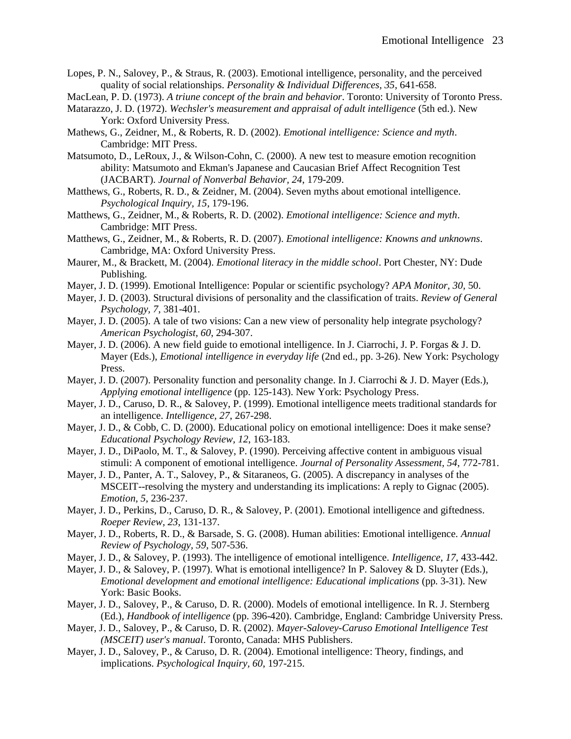Lopes, P. N., Salovey, P., & Straus, R. (2003). Emotional intelligence, personality, and the perceived quality of social relationships. *Personality & Individual Differences*, *35*, 641-658.

MacLean, P. D. (1973). *A triune concept of the brain and behavior*. Toronto: University of Toronto Press.

Matarazzo, J. D. (1972). *Wechsler's measurement and appraisal of adult intelligence* (5th ed.). New York: Oxford University Press.

Mathews, G., Zeidner, M., & Roberts, R. D. (2002). *Emotional intelligence: Science and myth*. Cambridge: MIT Press.

Matsumoto, D., LeRoux, J., & Wilson-Cohn, C. (2000). A new test to measure emotion recognition ability: Matsumoto and Ekman's Japanese and Caucasian Brief Affect Recognition Test (JACBART). *Journal of Nonverbal Behavior*, *24*, 179-209.

Matthews, G., Roberts, R. D., & Zeidner, M. (2004). Seven myths about emotional intelligence. *Psychological Inquiry, 15*, 179-196.

Matthews, G., Zeidner, M., & Roberts, R. D. (2002). *Emotional intelligence: Science and myth*. Cambridge: MIT Press.

Matthews, G., Zeidner, M., & Roberts, R. D. (2007). *Emotional intelligence: Knowns and unknowns*. Cambridge, MA: Oxford University Press.

Maurer, M., & Brackett, M. (2004). *Emotional literacy in the middle school*. Port Chester, NY: Dude Publishing.

Mayer, J. D. (1999). Emotional Intelligence: Popular or scientific psychology? *APA Monitor, 30*, 50.

Mayer, J. D. (2003). Structural divisions of personality and the classification of traits. *Review of General Psychology, 7*, 381-401.

Mayer, J. D. (2005). A tale of two visions: Can a new view of personality help integrate psychology? *American Psychologist, 60*, 294-307.

Mayer, J. D. (2006). A new field guide to emotional intelligence. In J. Ciarrochi, J. P. Forgas & J. D. Mayer (Eds.), *Emotional intelligence in everyday life* (2nd ed., pp. 3-26). New York: Psychology Press.

Mayer, J. D. (2007). Personality function and personality change. In J. Ciarrochi & J. D. Mayer (Eds.), *Applying emotional intelligence* (pp. 125-143). New York: Psychology Press.

Mayer, J. D., Caruso, D. R., & Salovey, P. (1999). Emotional intelligence meets traditional standards for an intelligence. *Intelligence, 27*, 267-298.

Mayer, J. D., & Cobb, C. D. (2000). Educational policy on emotional intelligence: Does it make sense? *Educational Psychology Review, 12*, 163-183.

Mayer, J. D., DiPaolo, M. T., & Salovey, P. (1990). Perceiving affective content in ambiguous visual stimuli: A component of emotional intelligence. *Journal of Personality Assessment, 54*, 772-781.

Mayer, J. D., Panter, A. T., Salovey, P., & Sitaraneos, G. (2005). A discrepancy in analyses of the MSCEIT--resolving the mystery and understanding its implications: A reply to Gignac (2005). *Emotion, 5*, 236-237.

Mayer, J. D., Perkins, D., Caruso, D. R., & Salovey, P. (2001). Emotional intelligence and giftedness. *Roeper Review, 23*, 131-137.

Mayer, J. D., Roberts, R. D., & Barsade, S. G. (2008). Human abilities: Emotional intelligence. *Annual Review of Psychology, 59*, 507-536.

Mayer, J. D., & Salovey, P. (1993). The intelligence of emotional intelligence. *Intelligence, 17*, 433-442.

Mayer, J. D., & Salovey, P. (1997). What is emotional intelligence? In P. Salovey & D. Sluyter (Eds.), *Emotional development and emotional intelligence: Educational implications* (pp. 3-31). New York: Basic Books.

Mayer, J. D., Salovey, P., & Caruso, D. R. (2000). Models of emotional intelligence. In R. J. Sternberg (Ed.), *Handbook of intelligence* (pp. 396-420). Cambridge, England: Cambridge University Press.

Mayer, J. D., Salovey, P., & Caruso, D. R. (2002). *Mayer-Salovey-Caruso Emotional Intelligence Test (MSCEIT) user's manual*. Toronto, Canada: MHS Publishers.

Mayer, J. D., Salovey, P., & Caruso, D. R. (2004). Emotional intelligence: Theory, findings, and implications. *Psychological Inquiry, 60*, 197-215.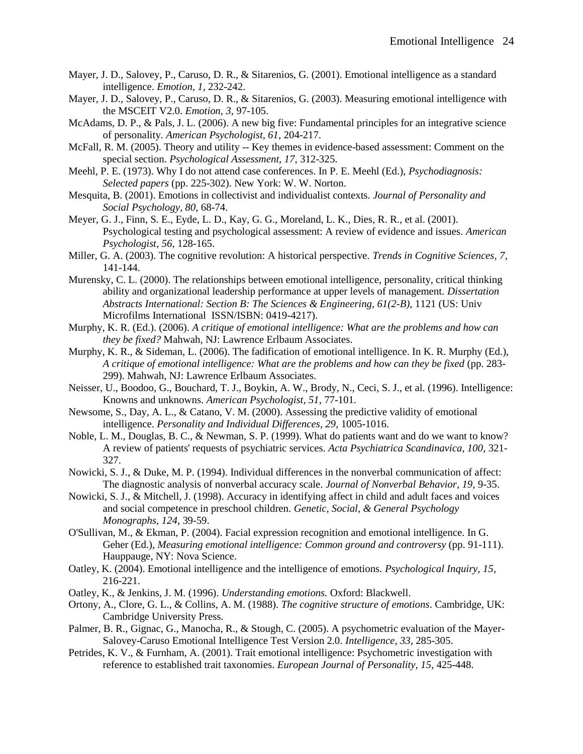Mayer, J. D., Salovey, P., Caruso, D. R., & Sitarenios, G. (2001). Emotional intelligence as a standard intelligence. *Emotion, 1*, 232-242.

Mayer, J. D., Salovey, P., Caruso, D. R., & Sitarenios, G. (2003). Measuring emotional intelligence with the MSCEIT V2.0. *Emotion, 3*, 97-105.

McAdams, D. P., & Pals, J. L. (2006). A new big five: Fundamental principles for an integrative science of personality. *American Psychologist, 61*, 204-217.

McFall, R. M. (2005). Theory and utility -- Key themes in evidence-based assessment: Comment on the special section. *Psychological Assessment, 17*, 312-325.

Meehl, P. E. (1973). Why I do not attend case conferences. In P. E. Meehl (Ed.), *Psychodiagnosis: Selected papers* (pp. 225-302). New York: W. W. Norton.

Mesquita, B. (2001). Emotions in collectivist and individualist contexts. *Journal of Personality and Social Psychology, 80*, 68-74.

Meyer, G. J., Finn, S. E., Eyde, L. D., Kay, G. G., Moreland, L. K., Dies, R. R., et al. (2001). Psychological testing and psychological assessment: A review of evidence and issues. *American Psychologist, 56*, 128-165.

Miller, G. A. (2003). The cognitive revolution: A historical perspective. *Trends in Cognitive Sciences, 7*, 141-144.

Murensky, C. L. (2000). The relationships between emotional intelligence, personality, critical thinking ability and organizational leadership performance at upper levels of management. *Dissertation Abstracts International: Section B: The Sciences & Engineering, 61(2-B)*, 1121 (US: Univ Microfilms International ISSN/ISBN: 0419-4217).

Murphy, K. R. (Ed.). (2006). *A critique of emotional intelligence: What are the problems and how can they be fixed?* Mahwah, NJ: Lawrence Erlbaum Associates.

Murphy, K. R., & Sideman, L. (2006). The fadification of emotional intelligence. In K. R. Murphy (Ed.), *A critique of emotional intelligence: What are the problems and how can they be fixed* (pp. 283-299). Mahwah, NJ: Lawrence Erlbaum Associates.

Neisser, U., Boodoo, G., Bouchard, T. J., Boykin, A. W., Brody, N., Ceci, S. J., et al. (1996). Intelligence: Knowns and unknowns. *American Psychologist, 51*, 77-101.

Newsome, S., Day, A. L., & Catano, V. M. (2000). Assessing the predictive validity of emotional intelligence. *Personality and Individual Differences, 29*, 1005-1016.

Noble, L. M., Douglas, B. C., & Newman, S. P. (1999). What do patients want and do we want to know? A review of patients' requests of psychiatric services. *Acta Psychiatrica Scandinavica, 100*, 321-327.

Nowicki, S. J., & Duke, M. P. (1994). Individual differences in the nonverbal communication of affect: The diagnostic analysis of nonverbal accuracy scale. *Journal of Nonverbal Behavior, 19*, 9-35.

Nowicki, S. J., & Mitchell, J. (1998). Accuracy in identifying affect in child and adult faces and voices and social competence in preschool children. *Genetic, Social, & General Psychology Monographs, 124*, 39-59.

O'Sullivan, M., & Ekman, P. (2004). Facial expression recognition and emotional intelligence. In G. Geher (Ed.), *Measuring emotional intelligence: Common ground and controversy* (pp. 91-111). Hauppauge, NY: Nova Science.

Oatley, K. (2004). Emotional intelligence and the intelligence of emotions. *Psychological Inquiry, 15*, 216-221.

Oatley, K., & Jenkins, J. M. (1996). *Understanding emotions.* Oxford: Blackwell.

Ortony, A., Clore, G. L., & Collins, A. M. (1988). *The cognitive structure of emotions*. Cambridge, UK: Cambridge University Press.

Palmer, B. R., Gignac, G., Manocha, R., & Stough, C. (2005). A psychometric evaluation of the Mayer-Salovey-Caruso Emotional Intelligence Test Version 2.0. *Intelligence, 33*, 285-305.

Petrides, K. V., & Furnham, A. (2001). Trait emotional intelligence: Psychometric investigation with reference to established trait taxonomies. *European Journal of Personality, 15*, 425-448.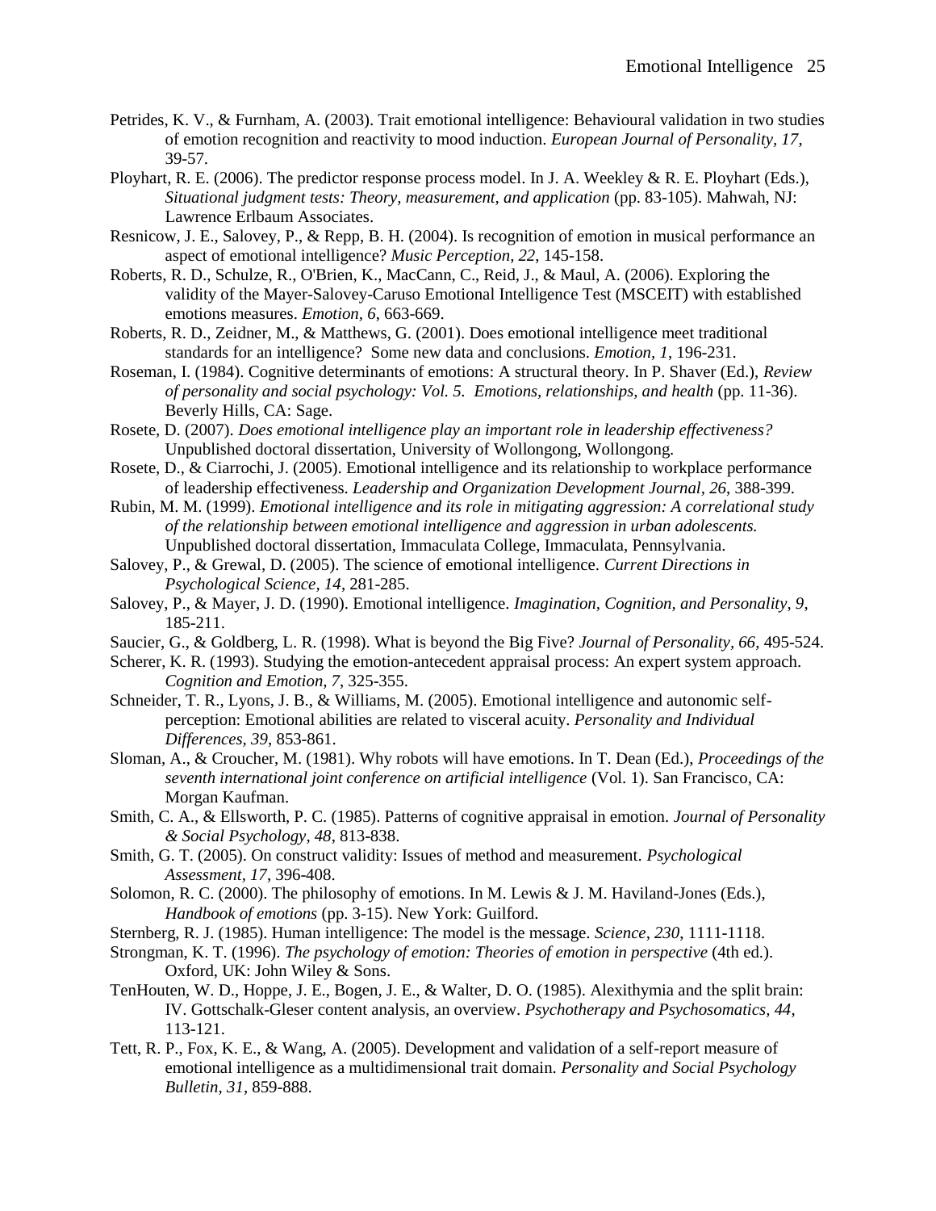Petrides, K. V., & Furnham, A. (2003). Trait emotional intelligence: Behavioural validation in two studies of emotion recognition and reactivity to mood induction. *European Journal of Personality, 17*, 39-57.

Ployhart, R. E. (2006). The predictor response process model. In J. A. Weekley & R. E. Ployhart (Eds.), *Situational judgment tests: Theory, measurement, and application* (pp. 83-105). Mahwah, NJ: Lawrence Erlbaum Associates.

Resnicow, J. E., Salovey, P., & Repp, B. H. (2004). Is recognition of emotion in musical performance an aspect of emotional intelligence? *Music Perception, 22*, 145-158.

Roberts, R. D., Schulze, R., O'Brien, K., MacCann, C., Reid, J., & Maul, A. (2006). Exploring the validity of the Mayer-Salovey-Caruso Emotional Intelligence Test (MSCEIT) with established emotions measures. *Emotion, 6*, 663-669.

Roberts, R. D., Zeidner, M., & Matthews, G. (2001). Does emotional intelligence meet traditional standards for an intelligence? Some new data and conclusions. *Emotion, 1*, 196-231.

Roseman, I. (1984). Cognitive determinants of emotions: A structural theory. In P. Shaver (Ed.), *Review of personality and social psychology: Vol. 5. Emotions, relationships, and health* (pp. 11-36). Beverly Hills, CA: Sage.

Rosete, D. (2007). *Does emotional intelligence play an important role in leadership effectiveness?* Unpublished doctoral dissertation, University of Wollongong, Wollongong.

Rosete, D., & Ciarrochi, J. (2005). Emotional intelligence and its relationship to workplace performance of leadership effectiveness. *Leadership and Organization Development Journal, 26*, 388-399.

Rubin, M. M. (1999). *Emotional intelligence and its role in mitigating aggression: A correlational study of the relationship between emotional intelligence and aggression in urban adolescents.* Unpublished doctoral dissertation, Immaculata College, Immaculata, Pennsylvania.

Salovey, P., & Grewal, D. (2005). The science of emotional intelligence. *Current Directions in Psychological Science, 14*, 281-285.

Salovey, P., & Mayer, J. D. (1990). Emotional intelligence. *Imagination, Cognition, and Personality, 9*, 185-211.

Saucier, G., & Goldberg, L. R. (1998). What is beyond the Big Five? *Journal of Personality, 66*, 495-524.

Scherer, K. R. (1993). Studying the emotion-antecedent appraisal process: An expert system approach. *Cognition and Emotion, 7*, 325-355.

Schneider, T. R., Lyons, J. B., & Williams, M. (2005). Emotional intelligence and autonomic self-perception: Emotional abilities are related to visceral acuity. *Personality and Individual Differences, 39*, 853-861.

Sloman, A., & Croucher, M. (1981). Why robots will have emotions. In T. Dean (Ed.), *Proceedings of the seventh international joint conference on artificial intelligence* (Vol. 1). San Francisco, CA: Morgan Kaufman.

Smith, C. A., & Ellsworth, P. C. (1985). Patterns of cognitive appraisal in emotion. *Journal of Personality & Social Psychology, 48*, 813-838.

Smith, G. T. (2005). On construct validity: Issues of method and measurement. *Psychological Assessment, 17*, 396-408.

Solomon, R. C. (2000). The philosophy of emotions. In M. Lewis & J. M. Haviland-Jones (Eds.), *Handbook of emotions* (pp. 3-15). New York: Guilford.

Sternberg, R. J. (1985). Human intelligence: The model is the message. *Science, 230*, 1111-1118.

Strongman, K. T. (1996). *The psychology of emotion: Theories of emotion in perspective* (4th ed.). Oxford, UK: John Wiley & Sons.

TenHouten, W. D., Hoppe, J. E., Bogen, J. E., & Walter, D. O. (1985). Alexithymia and the split brain: IV. Gottschalk-Gleser content analysis, an overview. *Psychotherapy and Psychosomatics, 44*, 113-121.

Tett, R. P., Fox, K. E., & Wang, A. (2005). Development and validation of a self-report measure of emotional intelligence as a multidimensional trait domain. *Personality and Social Psychology Bulletin, 31*, 859-888.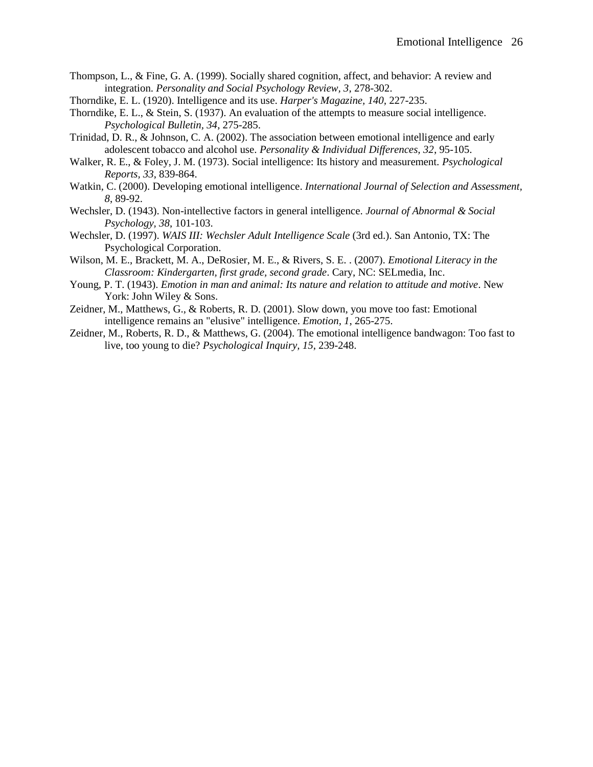Thompson, L., & Fine, G. A. (1999). Socially shared cognition, affect, and behavior: A review and integration. *Personality and Social Psychology Review, 3*, 278-302.

Thorndike, E. L. (1920). Intelligence and its use. *Harper's Magazine, 140*, 227-235.

Thorndike, E. L., & Stein, S. (1937). An evaluation of the attempts to measure social intelligence. *Psychological Bulletin, 34*, 275-285.

Trinidad, D. R., & Johnson, C. A. (2002). The association between emotional intelligence and early adolescent tobacco and alcohol use. *Personality & Individual Differences, 32*, 95-105.

Walker, R. E., & Foley, J. M. (1973). Social intelligence: Its history and measurement. *Psychological Reports, 33*, 839-864.

Watkin, C. (2000). Developing emotional intelligence. *International Journal of Selection and Assessment, 8*, 89-92.

Wechsler, D. (1943). Non-intellective factors in general intelligence. *Journal of Abnormal & Social Psychology, 38*, 101-103.

Wechsler, D. (1997). *WAIS III: Wechsler Adult Intelligence Scale* (3rd ed.). San Antonio, TX: The Psychological Corporation.

Wilson, M. E., Brackett, M. A., DeRosier, M. E., & Rivers, S. E. . (2007). *Emotional Literacy in the Classroom: Kindergarten, first grade, second grade*. Cary, NC: SELmedia, Inc.

Young, P. T. (1943). *Emotion in man and animal: Its nature and relation to attitude and motive*. New York: John Wiley & Sons.

Zeidner, M., Matthews, G., & Roberts, R. D. (2001). Slow down, you move too fast: Emotional intelligence remains an "elusive" intelligence. *Emotion, 1*, 265-275.

Zeidner, M., Roberts, R. D., & Matthews, G. (2004). The emotional intelligence bandwagon: Too fast to live, too young to die? *Psychological Inquiry, 15*, 239-248.